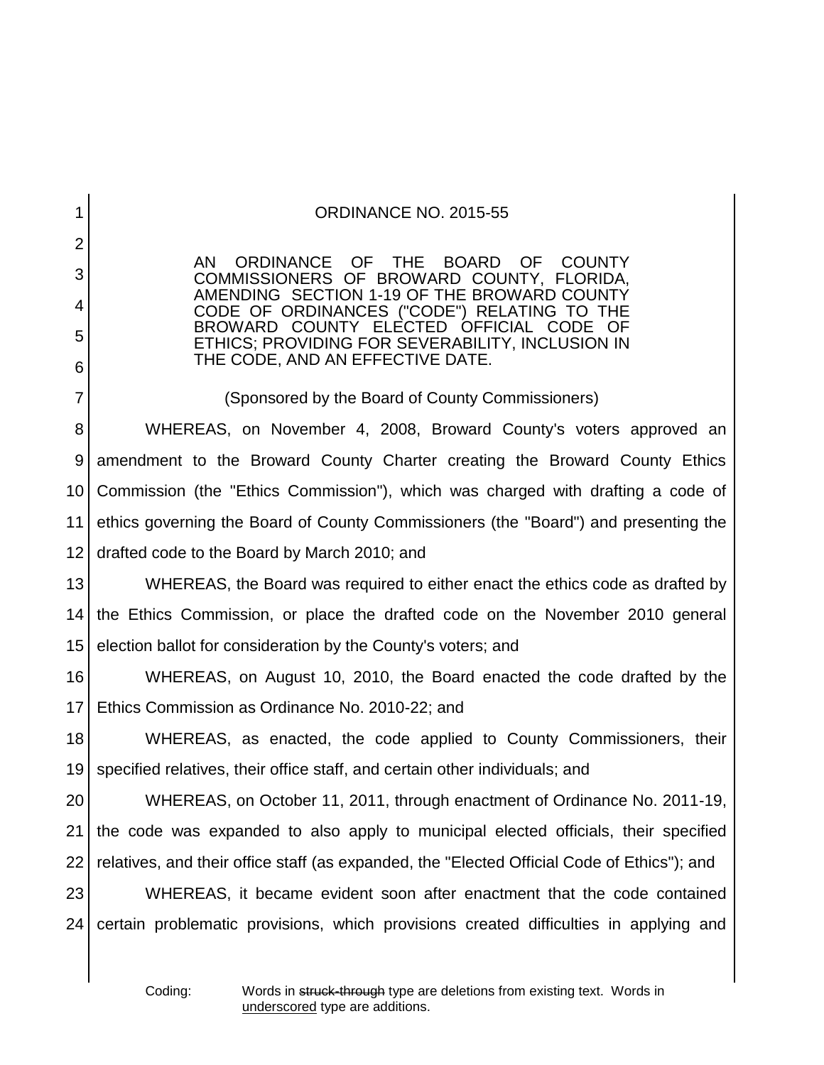ORDINANCE NO. 2015-55

AN ORDINANCE OF THE BOARD OF COUNTY COMMISSIONERS OF BROWARD COUNTY, FLORIDA, AMENDING SECTION 1-19 OF THE BROWARD COUNTY CODE OF ORDINANCES ("CODE") RELATING TO THE BROWARD COUNTY ELECTED OFFICIAL CODE OF ETHICS; PROVIDING FOR SEVERABILITY, INCLUSION IN THE CODE, AND AN EFFECTIVE DATE.

(Sponsored by the Board of County Commissioners)

WHEREAS, on November 4, 2008, Broward County's voters approved an amendment to the Broward County Charter creating the Broward County Ethics Commission (the "Ethics Commission"), which was charged with drafting a code of ethics governing the Board of County Commissioners (the "Board") and presenting the drafted code to the Board by March 2010; and

WHEREAS, the Board was required to either enact the ethics code as drafted by the Ethics Commission, or place the drafted code on the November 2010 general election ballot for consideration by the County's voters; and

WHEREAS, on August 10, 2010, the Board enacted the code drafted by the Ethics Commission as Ordinance No. 2010-22; and

WHEREAS, as enacted, the code applied to County Commissioners, their specified relatives, their office staff, and certain other individuals; and

WHEREAS, on October 11, 2011, through enactment of Ordinance No. 2011-19, the code was expanded to also apply to municipal elected officials, their specified relatives, and their office staff (as expanded, the "Elected Official Code of Ethics"); and

WHEREAS, it became evident soon after enactment that the code contained certain problematic provisions, which provisions created difficulties in applying and

Coding: Words in ~~struck-through~~ type are deletions from existing text. Words in underscored type are additions.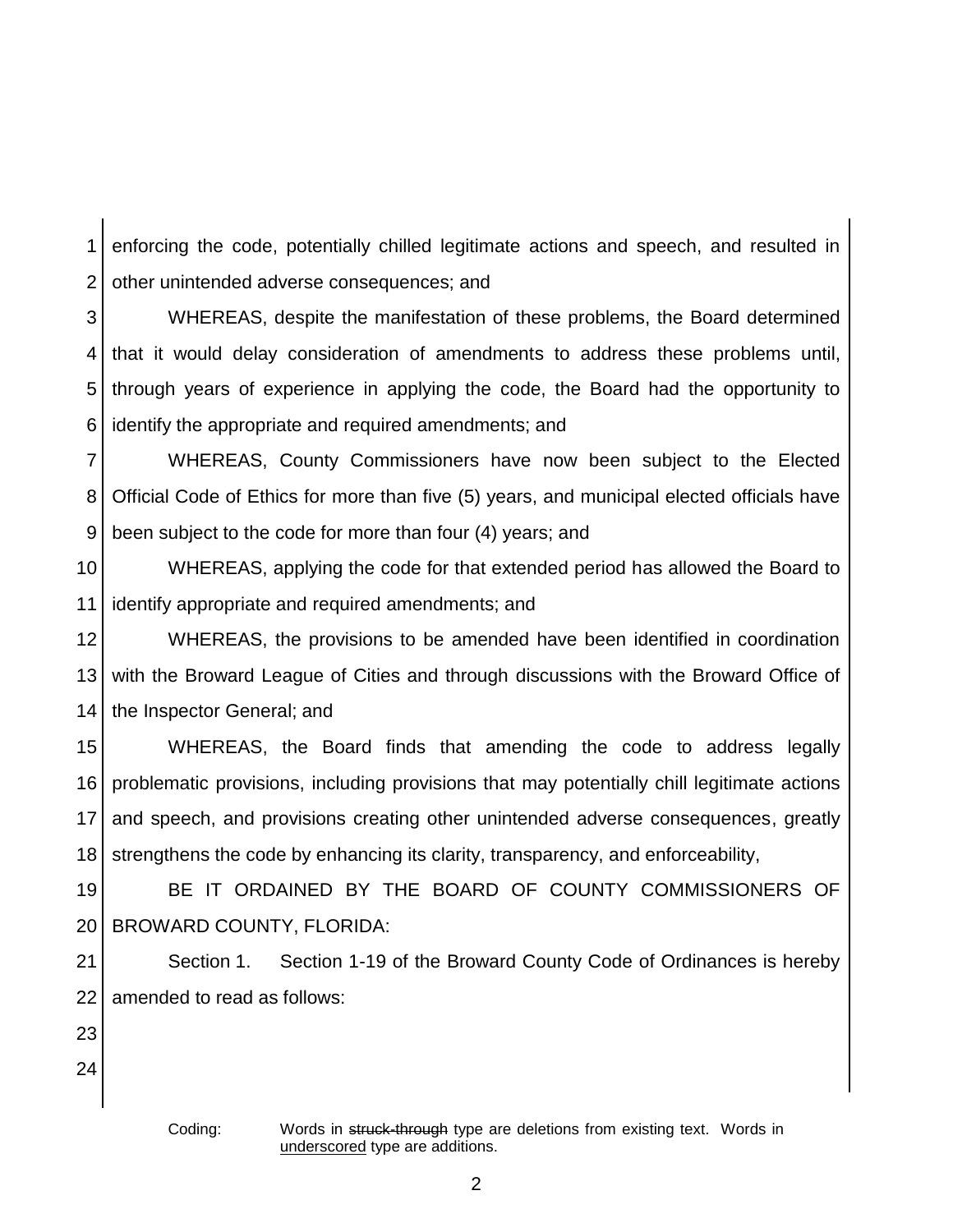enforcing the code, potentially chilled legitimate actions and speech, and resulted in other unintended adverse consequences; and

WHEREAS, despite the manifestation of these problems, the Board determined that it would delay consideration of amendments to address these problems until, through years of experience in applying the code, the Board had the opportunity to identify the appropriate and required amendments; and

WHEREAS, County Commissioners have now been subject to the Elected Official Code of Ethics for more than five (5) years, and municipal elected officials have been subject to the code for more than four (4) years; and

WHEREAS, applying the code for that extended period has allowed the Board to identify appropriate and required amendments; and

WHEREAS, the provisions to be amended have been identified in coordination with the Broward League of Cities and through discussions with the Broward Office of the Inspector General; and

WHEREAS, the Board finds that amending the code to address legally problematic provisions, including provisions that may potentially chill legitimate actions and speech, and provisions creating other unintended adverse consequences, greatly strengthens the code by enhancing its clarity, transparency, and enforceability,

BE IT ORDAINED BY THE BOARD OF COUNTY COMMISSIONERS OF BROWARD COUNTY, FLORIDA:

Section 1. Section 1-19 of the Broward County Code of Ordinances is hereby amended to read as follows:

Coding: Words in ~~struck-through~~ type are deletions from existing text. Words in underscored type are additions.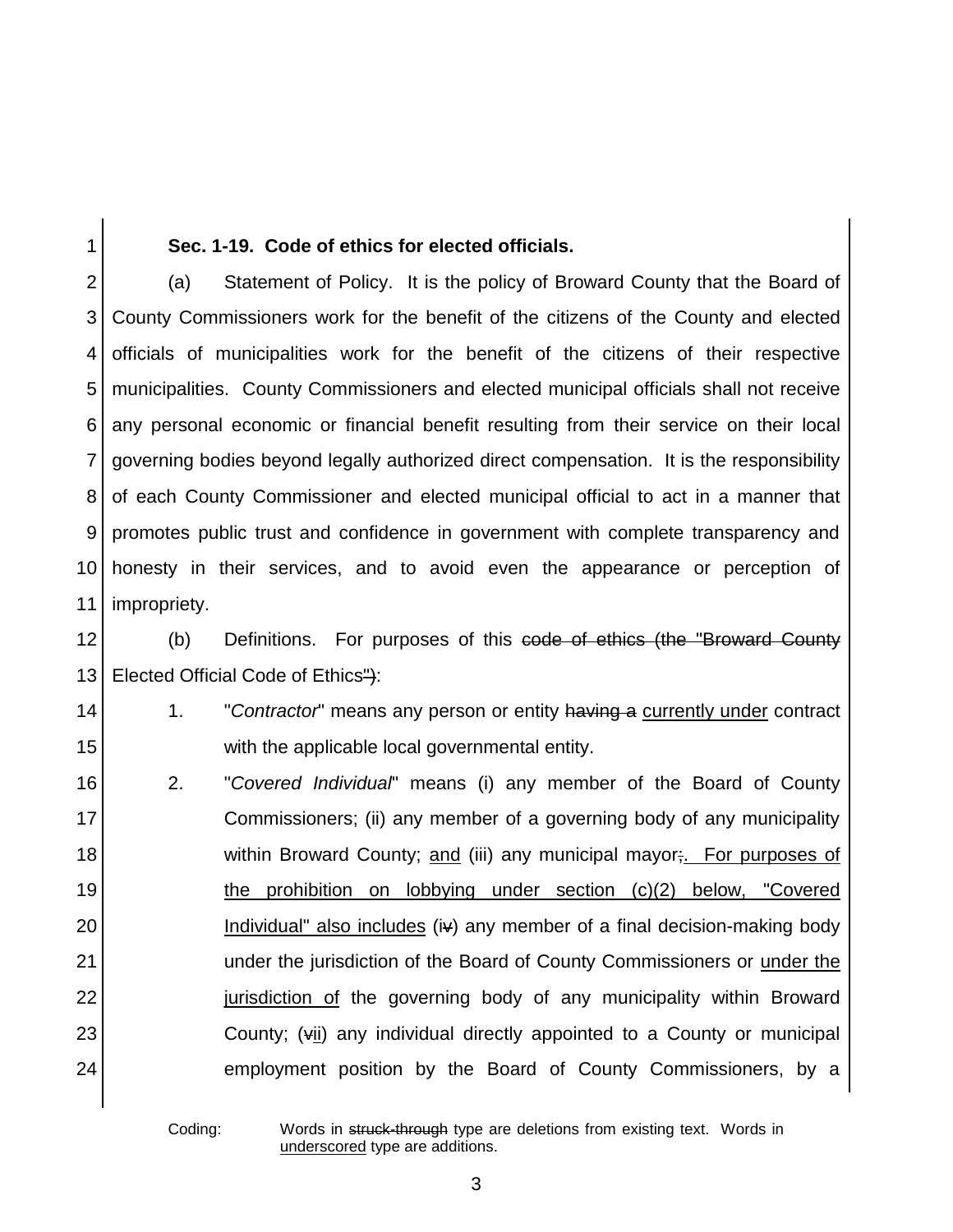**Sec. 1-19. Code of ethics for elected officials.**

(a) Statement of Policy. It is the policy of Broward County that the Board of County Commissioners work for the benefit of the citizens of the County and elected officials of municipalities work for the benefit of the citizens of their respective municipalities. County Commissioners and elected municipal officials shall not receive any personal economic or financial benefit resulting from their service on their local governing bodies beyond legally authorized direct compensation. It is the responsibility of each County Commissioner and elected municipal official to act in a manner that promotes public trust and confidence in government with complete transparency and honesty in their services, and to avoid even the appearance or perception of impropriety.

(b) Definitions. For purposes of this ~~code of ethics (the "Broward County Elected Official Code of Ethics")~~:

1. "*Contractor*" means any person or entity ~~having a~~ <u>currently under</u> contract with the applicable local governmental entity.

2. "*Covered Individual*" means (i) any member of the Board of County Commissioners; (ii) any member of a governing body of any municipality within Broward County; <u>and</u> (iii) any municipal mayor~~;~~<u>. For purposes of the prohibition on lobbying under section (c)(2) below, "Covered Individual" also includes</u> (i~~v~~) any member of a final decision-making body under the jurisdiction of the Board of County Commissioners or <u>under the jurisdiction of</u> the governing body of any municipality within Broward County; (~~v~~<u>ii</u>) any individual directly appointed to a County or municipal employment position by the Board of County Commissioners, by a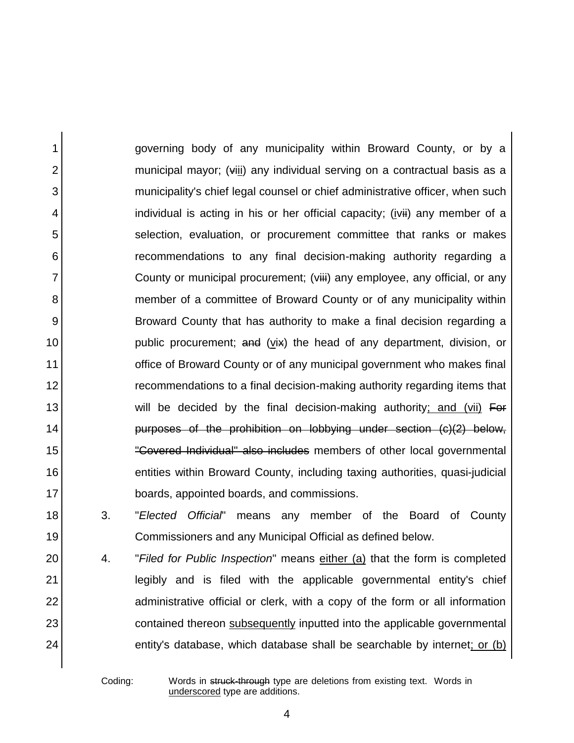governing body of any municipality within Broward County, or by a municipal mayor; (~~v~~i<u>ii</u>) any individual serving on a contractual basis as a municipality's chief legal counsel or chief administrative officer, when such individual is acting in his or her official capacity; (<u>i</u>v~~ii~~) any member of a selection, evaluation, or procurement committee that ranks or makes recommendations to any final decision-making authority regarding a County or municipal procurement; (v~~iii~~) any employee, any official, or any member of a committee of Broward County or of any municipality within Broward County that has authority to make a final decision regarding a public procurement; ~~and~~ (<u>v</u>i~~x~~) the head of any department, division, or office of Broward County or of any municipal government who makes final recommendations to a final decision-making authority regarding items that will be decided by the final decision-making authority<u>; and (vii)</u> ~~For purposes of the prohibition on lobbying under section (c)(2) below, "Covered Individual" also includes~~ members of other local governmental entities within Broward County, including taxing authorities, quasi-judicial boards, appointed boards, and commissions.

3. "*Elected Official*" means any member of the Board of County Commissioners and any Municipal Official as defined below.

4. "*Filed for Public Inspection*" means <u>either (a)</u> that the form is completed legibly and is filed with the applicable governmental entity's chief administrative official or clerk, with a copy of the form or all information contained thereon <u>subsequently</u> inputted into the applicable governmental entity's database, which database shall be searchable by internet<u>; or (b)</u>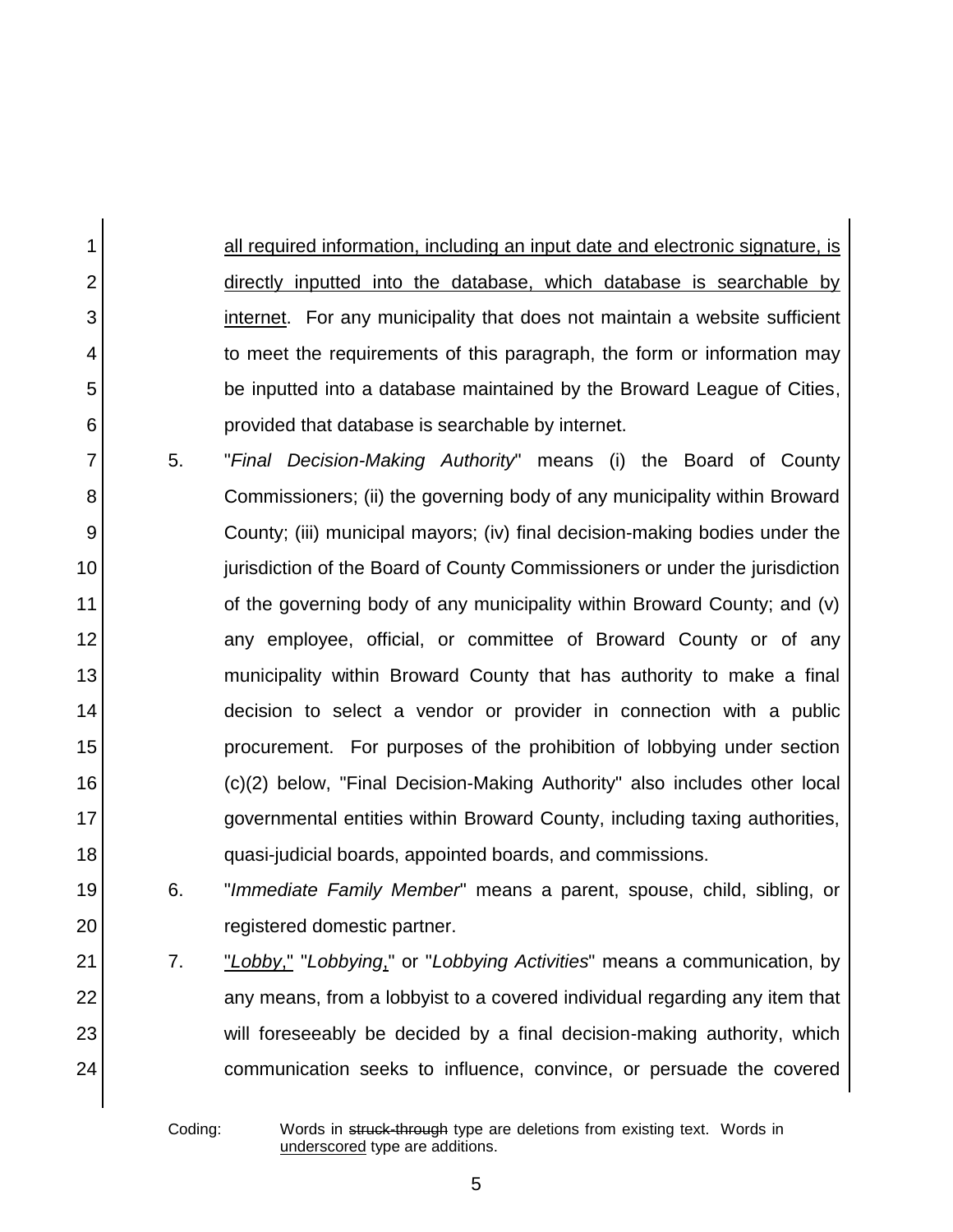all required information, including an input date and electronic signature, is directly inputted into the database, which database is searchable by internet. For any municipality that does not maintain a website sufficient to meet the requirements of this paragraph, the form or information may be inputted into a database maintained by the Broward League of Cities, provided that database is searchable by internet.

5. "*Final Decision-Making Authority*" means (i) the Board of County Commissioners; (ii) the governing body of any municipality within Broward County; (iii) municipal mayors; (iv) final decision-making bodies under the jurisdiction of the Board of County Commissioners or under the jurisdiction of the governing body of any municipality within Broward County; and (v) any employee, official, or committee of Broward County or of any municipality within Broward County that has authority to make a final decision to select a vendor or provider in connection with a public procurement. For purposes of the prohibition of lobbying under section (c)(2) below, "Final Decision-Making Authority" also includes other local governmental entities within Broward County, including taxing authorities, quasi-judicial boards, appointed boards, and commissions.

6. "*Immediate Family Member*" means a parent, spouse, child, sibling, or registered domestic partner.

7. "*Lobby*," "*Lobbying*," or "*Lobbying Activities*" means a communication, by any means, from a lobbyist to a covered individual regarding any item that will foreseeably be decided by a final decision-making authority, which communication seeks to influence, convince, or persuade the covered

Coding: Words in ~~struck-through~~ type are deletions from existing text. Words in underscored type are additions.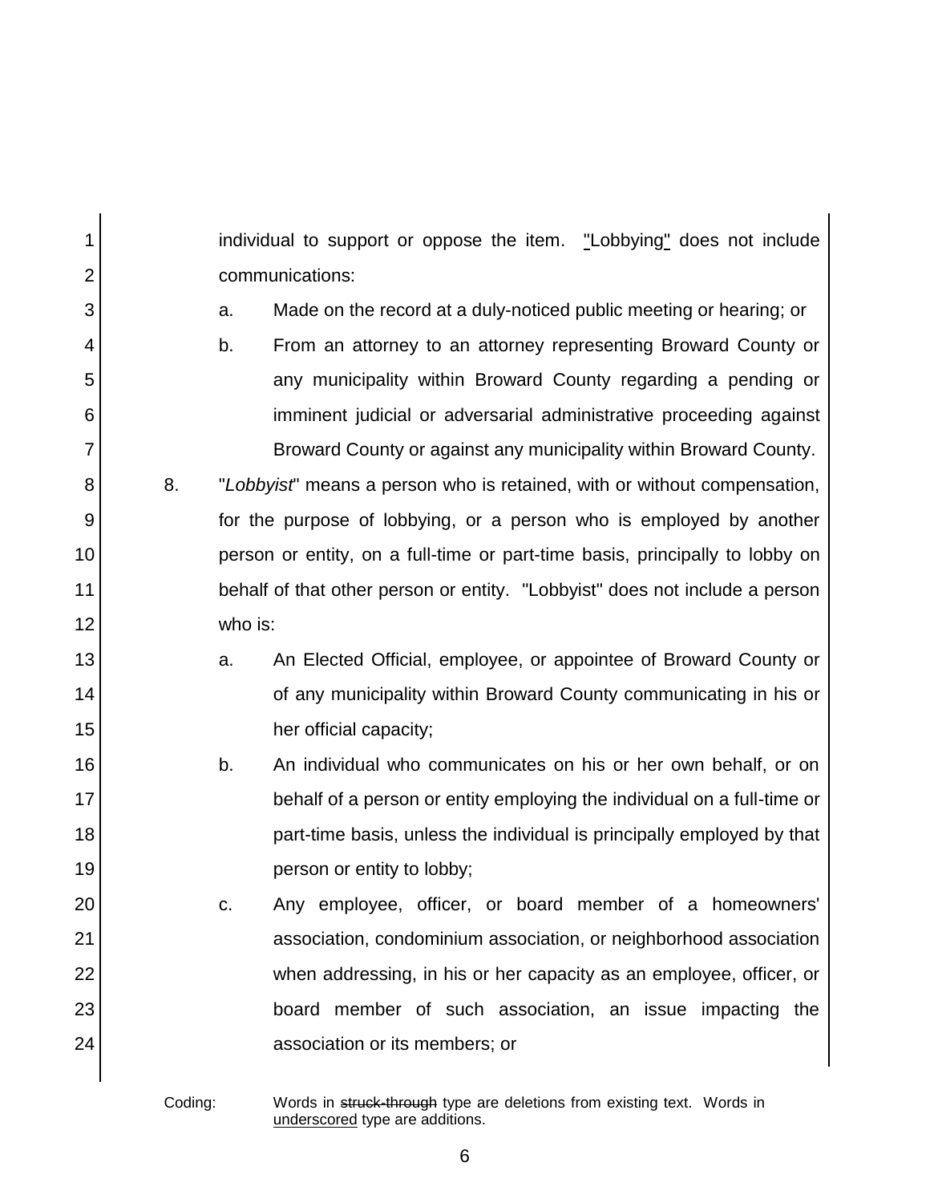individual to support or oppose the item. "Lobbying" does not include communications:

a. Made on the record at a duly-noticed public meeting or hearing; or

b. From an attorney to an attorney representing Broward County or any municipality within Broward County regarding a pending or imminent judicial or adversarial administrative proceeding against Broward County or against any municipality within Broward County.

8. "*Lobbyist*" means a person who is retained, with or without compensation, for the purpose of lobbying, or a person who is employed by another person or entity, on a full-time or part-time basis, principally to lobby on behalf of that other person or entity. "Lobbyist" does not include a person who is:

a. An Elected Official, employee, or appointee of Broward County or of any municipality within Broward County communicating in his or her official capacity;

b. An individual who communicates on his or her own behalf, or on behalf of a person or entity employing the individual on a full-time or part-time basis, unless the individual is principally employed by that person or entity to lobby;

c. Any employee, officer, or board member of a homeowners' association, condominium association, or neighborhood association when addressing, in his or her capacity as an employee, officer, or board member of such association, an issue impacting the association or its members; or

Coding: Words in ~~struck-through~~ type are deletions from existing text. Words in underscored type are additions.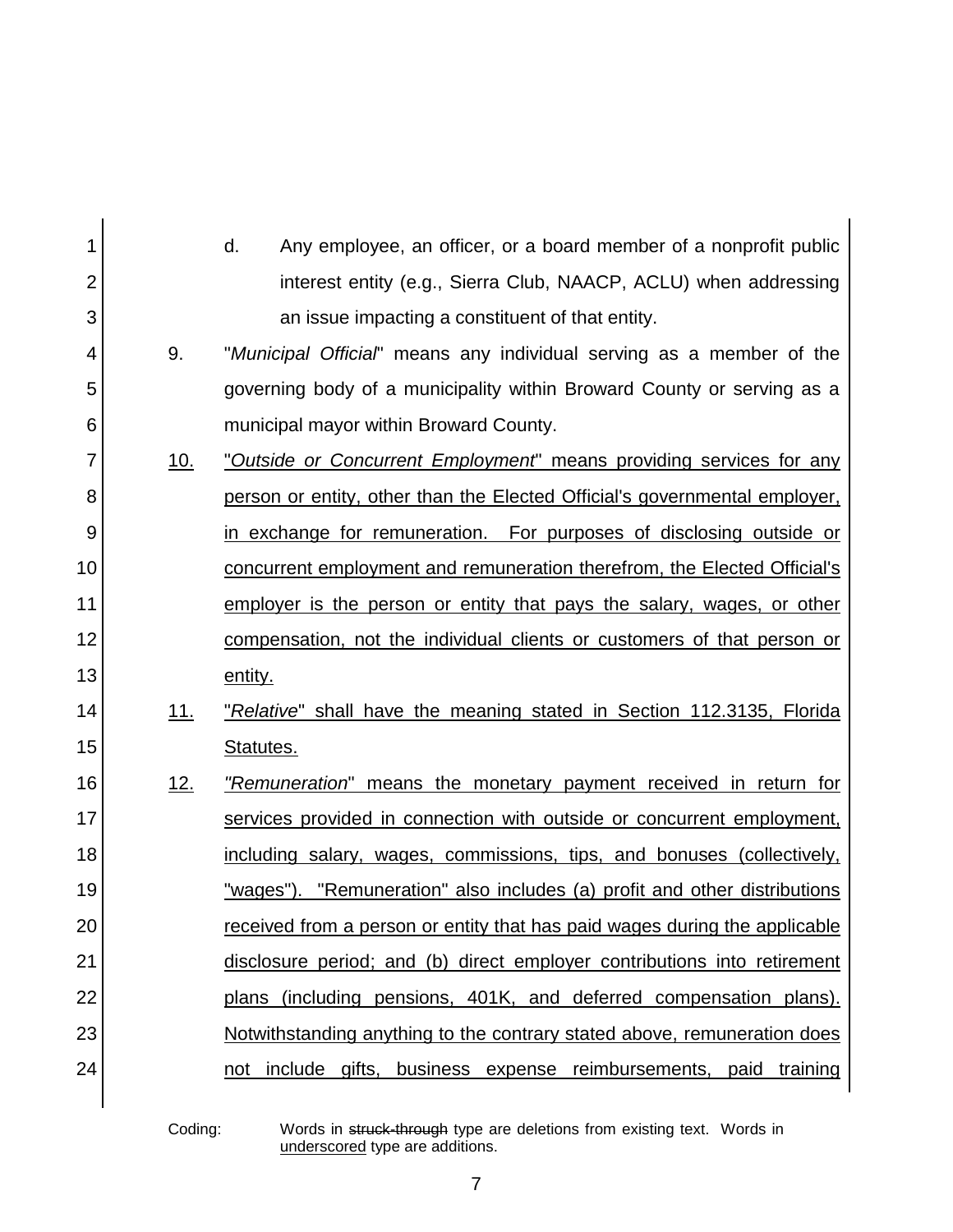d. Any employee, an officer, or a board member of a nonprofit public interest entity (e.g., Sierra Club, NAACP, ACLU) when addressing an issue impacting a constituent of that entity.

9. "*Municipal Official*" means any individual serving as a member of the governing body of a municipality within Broward County or serving as a municipal mayor within Broward County.

<u>10.</u> <u>"*Outside or Concurrent Employment*" means providing services for any person or entity, other than the Elected Official's governmental employer, in exchange for remuneration. For purposes of disclosing outside or concurrent employment and remuneration therefrom, the Elected Official's employer is the person or entity that pays the salary, wages, or other compensation, not the individual clients or customers of that person or entity.</u>

<u>11.</u> <u>"*Relative*" shall have the meaning stated in Section 112.3135, Florida Statutes.</u>

<u>12.</u> <u>"*Remuneration*" means the monetary payment received in return for services provided in connection with outside or concurrent employment, including salary, wages, commissions, tips, and bonuses (collectively, "wages"). "Remuneration" also includes (a) profit and other distributions received from a person or entity that has paid wages during the applicable disclosure period; and (b) direct employer contributions into retirement plans (including pensions, 401K, and deferred compensation plans). Notwithstanding anything to the contrary stated above, remuneration does not include gifts, business expense reimbursements, paid training</u>

Coding: Words in ~~struck-through~~ type are deletions from existing text. Words in <u>underscored</u> type are additions.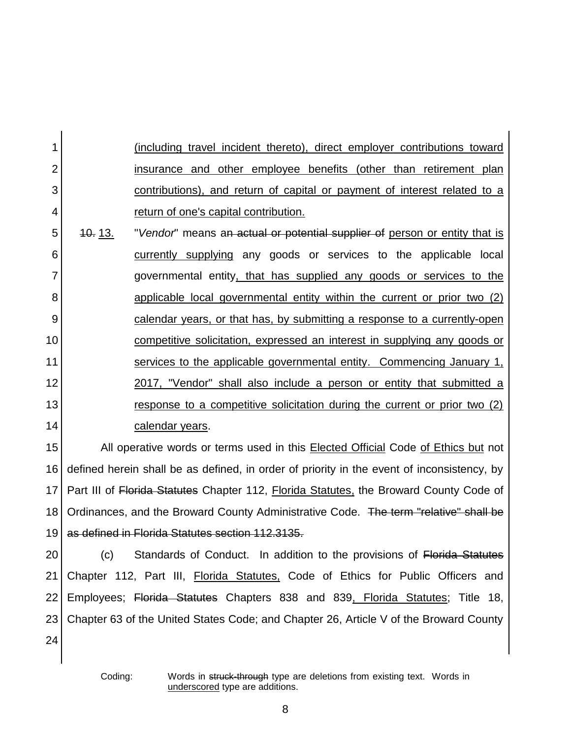<u>(including travel incident thereto), direct employer contributions toward insurance and other employee benefits (other than retirement plan contributions), and return of capital or payment of interest related to a return of one's capital contribution.</u>

~~10.~~ <u>13.</u> "*Vendor*" means a~~n actual or potential supplier of~~ <u>person or entity that is currently supplying</u> any goods or services to the applicable local governmental entity<u>, that has supplied any goods or services to the applicable local governmental entity within the current or prior two (2) calendar years, or that has, by submitting a response to a currently-open competitive solicitation, expressed an interest in supplying any goods or services to the applicable governmental entity. Commencing January 1, 2017, "Vendor" shall also include a person or entity that submitted a response to a competitive solicitation during the current or prior two (2) calendar years</u>.

All operative words or terms used in this <u>Elected Official</u> Code <u>of Ethics but</u> not defined herein shall be as defined, in order of priority in the event of inconsistency, by Part III of ~~Florida Statutes~~ Chapter 112, <u>Florida Statutes,</u> the Broward County Code of Ordinances, and the Broward County Administrative Code. ~~The term "relative" shall be as defined in Florida Statutes section 112.3135.~~

(c) Standards of Conduct. In addition to the provisions of ~~Florida Statutes~~ Chapter 112, Part III, <u>Florida Statutes,</u> Code of Ethics for Public Officers and Employees; ~~Florida Statutes~~ Chapters 838 and 839<u>, Florida Statutes</u>; Title 18, Chapter 63 of the United States Code; and Chapter 26, Article V of the Broward County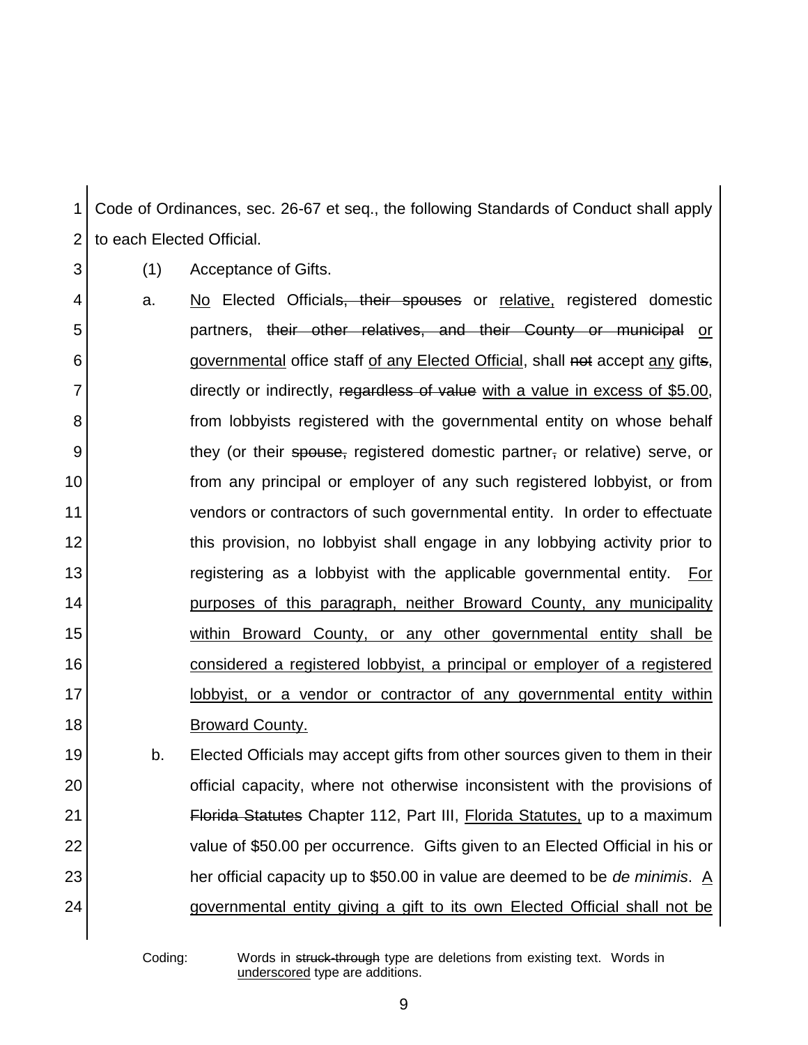Code of Ordinances, sec. 26-67 et seq., the following Standards of Conduct shall apply to each Elected Official.

(1) Acceptance of Gifts.

a. <u>No</u> Elected Official~~s, their spouses~~ or <u>relative,</u> registered domestic partner~~s~~, ~~their other relatives, and their County or municipal~~ <u>or governmental</u> office staff <u>of any Elected Official</u>, shall ~~not~~ accept <u>any</u> gift~~s~~, directly or indirectly, ~~regardless of value~~ <u>with a value in excess of $5.00</u>, from lobbyists registered with the governmental entity on whose behalf they (or their ~~spouse,~~ registered domestic partner~~,~~ or relative) serve, or from any principal or employer of any such registered lobbyist, or from vendors or contractors of such governmental entity. In order to effectuate this provision, no lobbyist shall engage in any lobbying activity prior to registering as a lobbyist with the applicable governmental entity. <u>For purposes of this paragraph, neither Broward County, any municipality within Broward County, or any other governmental entity shall be considered a registered lobbyist, a principal or employer of a registered lobbyist, or a vendor or contractor of any governmental entity within Broward County.</u>

b. Elected Officials may accept gifts from other sources given to them in their official capacity, where not otherwise inconsistent with the provisions of ~~Florida Statutes~~ Chapter 112, Part III, <u>Florida Statutes,</u> up to a maximum value of $50.00 per occurrence. Gifts given to an Elected Official in his or her official capacity up to $50.00 in value are deemed to be *de minimis*. <u>A governmental entity giving a gift to its own Elected Official shall not be</u>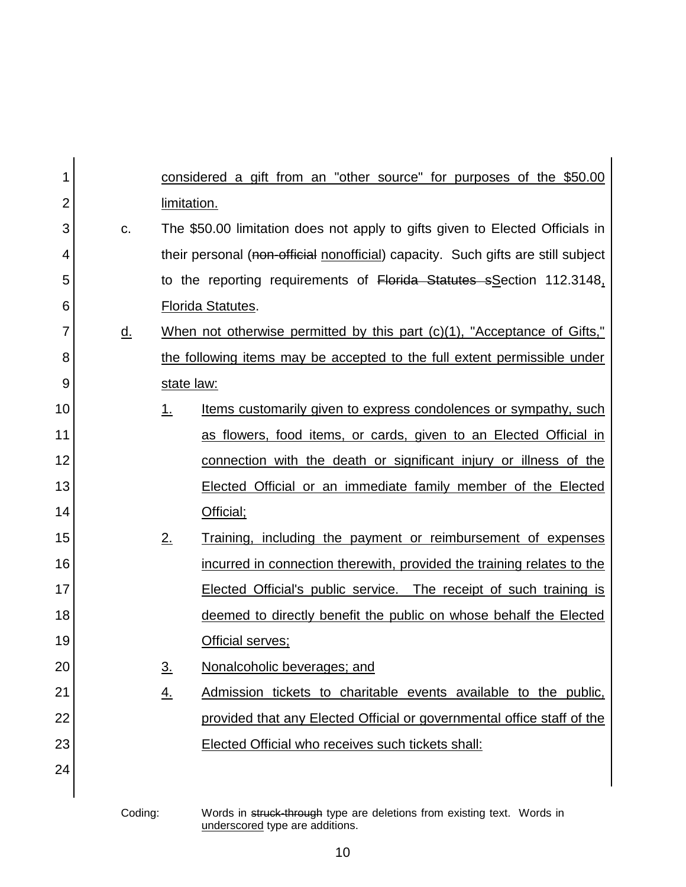considered a gift from an "other source" for purposes of the $50.00 limitation.

c. The $50.00 limitation does not apply to gifts given to Elected Officials in their personal (~~non-official~~ nonofficial) capacity. Such gifts are still subject to the reporting requirements of ~~Florida Statutes s~~Section 112.3148, Florida Statutes.

d. When not otherwise permitted by this part (c)(1), "Acceptance of Gifts," the following items may be accepted to the full extent permissible under state law:

1. Items customarily given to express condolences or sympathy, such as flowers, food items, or cards, given to an Elected Official in connection with the death or significant injury or illness of the Elected Official or an immediate family member of the Elected Official;

2. Training, including the payment or reimbursement of expenses incurred in connection therewith, provided the training relates to the Elected Official's public service. The receipt of such training is deemed to directly benefit the public on whose behalf the Elected Official serves;

3. Nonalcoholic beverages; and

4. Admission tickets to charitable events available to the public, provided that any Elected Official or governmental office staff of the Elected Official who receives such tickets shall:

Coding: Words in ~~struck-through~~ type are deletions from existing text. Words in underscored type are additions.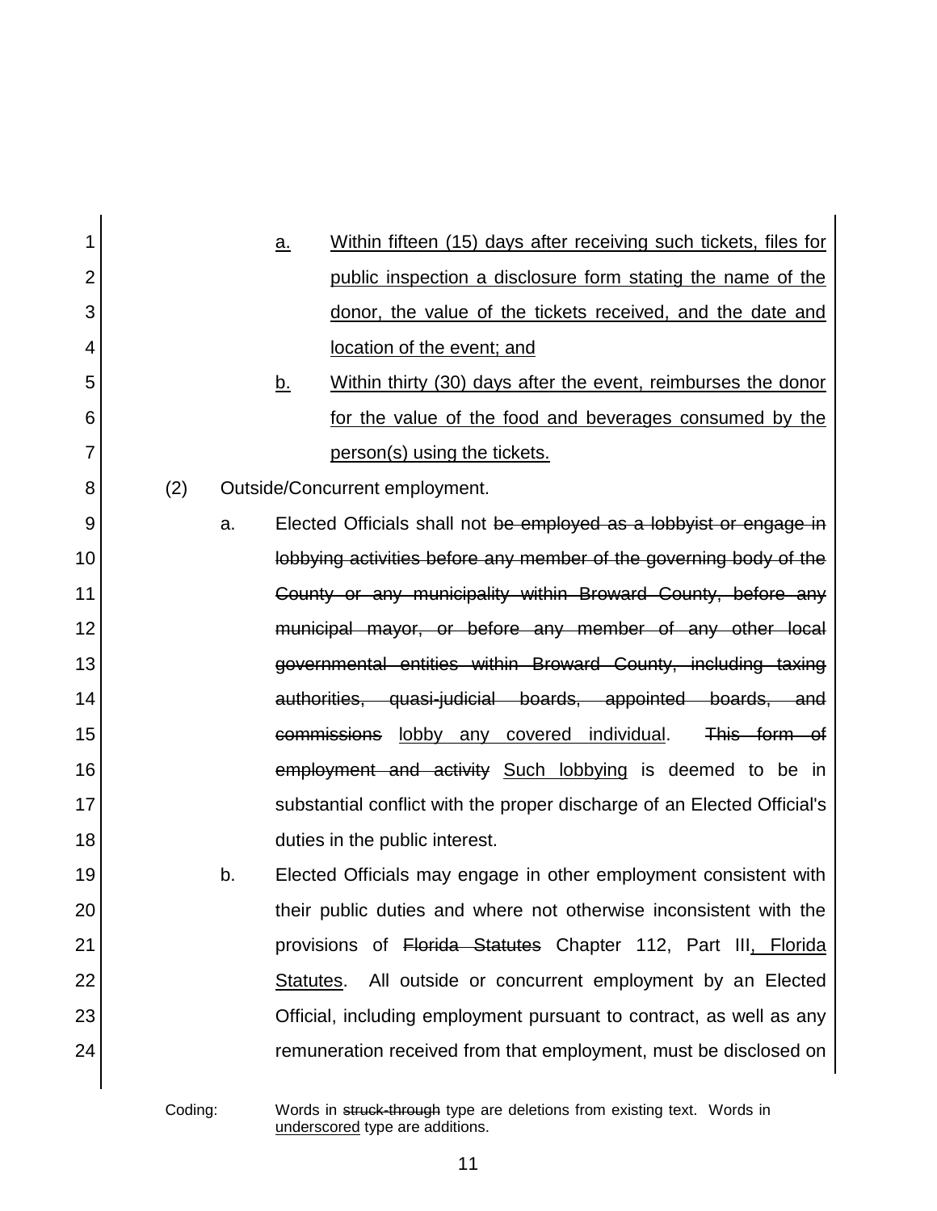a. <u>Within fifteen (15) days after receiving such tickets, files for public inspection a disclosure form stating the name of the donor, the value of the tickets received, and the date and location of the event; and</u>

b. <u>Within thirty (30) days after the event, reimburses the donor for the value of the food and beverages consumed by the person(s) using the tickets.</u>

(2) Outside/Concurrent employment.

a. Elected Officials shall not ~~be employed as a lobbyist or engage in lobbying activities before any member of the governing body of the County or any municipality within Broward County, before any municipal mayor, or before any member of any other local governmental entities within Broward County, including taxing authorities, quasi-judicial boards, appointed boards, and commissions~~ <u>lobby any covered individual</u>. ~~This form of employment and activity~~ <u>Such lobbying</u> is deemed to be in substantial conflict with the proper discharge of an Elected Official's duties in the public interest.

b. Elected Officials may engage in other employment consistent with their public duties and where not otherwise inconsistent with the provisions of ~~Florida Statutes~~ Chapter 112, Part III<u>, Florida Statutes</u>. All outside or concurrent employment by an Elected Official, including employment pursuant to contract, as well as any remuneration received from that employment, must be disclosed on

Coding: Words in ~~struck-through~~ type are deletions from existing text. Words in <u>underscored</u> type are additions.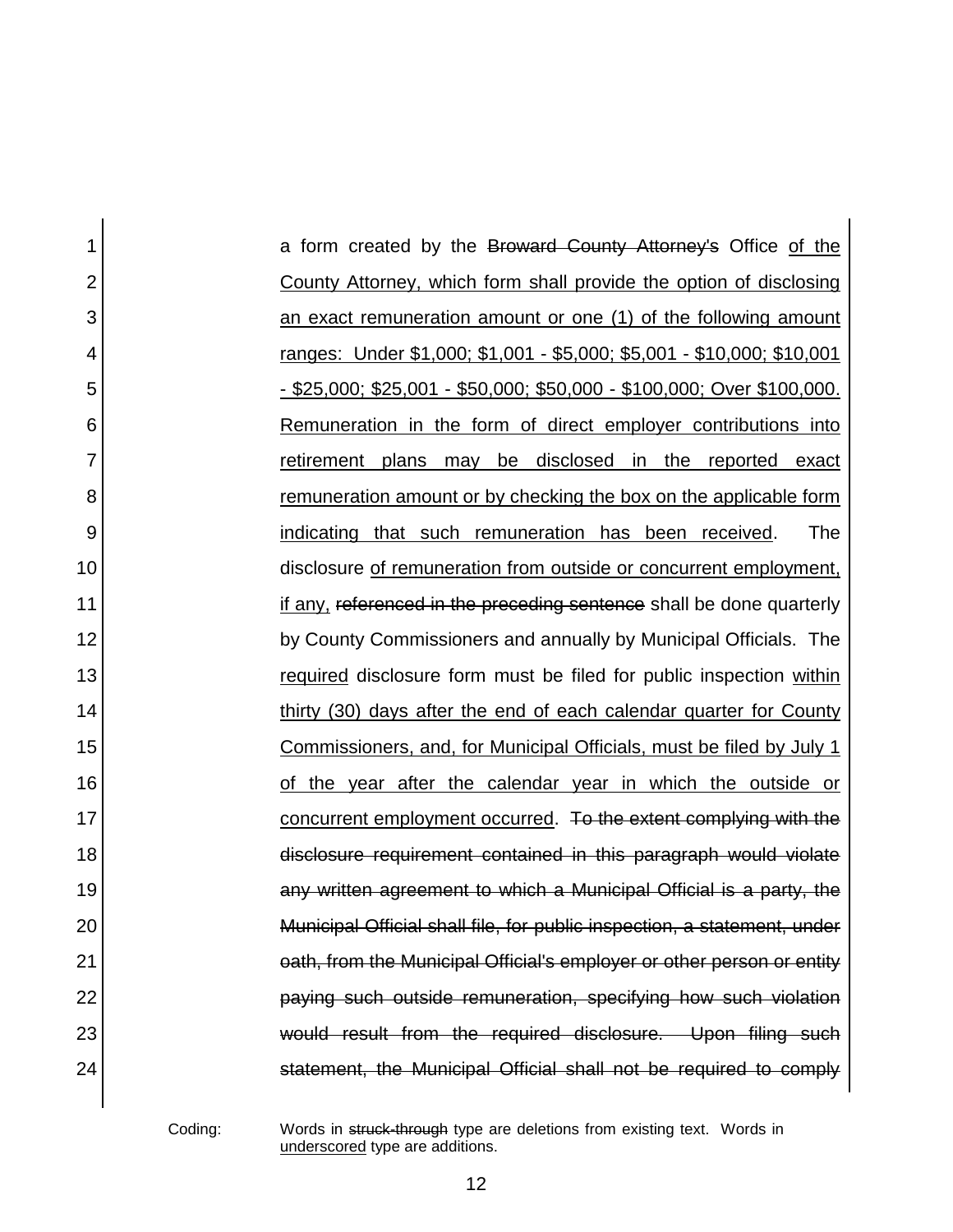a form created by the ~~Broward County Attorney's~~ Office <u>of the County Attorney, which form shall provide the option of disclosing an exact remuneration amount or one (1) of the following amount ranges: Under $1,000; $1,001 - $5,000; $5,001 - $10,000; $10,001 - $25,000; $25,001 - $50,000; $50,000 - $100,000; Over $100,000. Remuneration in the form of direct employer contributions into retirement plans may be disclosed in the reported exact remuneration amount or by checking the box on the applicable form indicating that such remuneration has been received</u>. The disclosure <u>of remuneration from outside or concurrent employment, if any,</u> ~~referenced in the preceding sentence~~ shall be done quarterly by County Commissioners and annually by Municipal Officials. The <u>required</u> disclosure form must be filed for public inspection <u>within thirty (30) days after the end of each calendar quarter for County Commissioners, and, for Municipal Officials, must be filed by July 1 of the year after the calendar year in which the outside or concurrent employment occurred</u>. ~~To the extent complying with the disclosure requirement contained in this paragraph would violate any written agreement to which a Municipal Official is a party, the Municipal Official shall file, for public inspection, a statement, under oath, from the Municipal Official's employer or other person or entity paying such outside remuneration, specifying how such violation would result from the required disclosure. Upon filing such statement, the Municipal Official shall not be required to comply~~

Coding: Words in ~~struck-through~~ type are deletions from existing text. Words in <u>underscored</u> type are additions.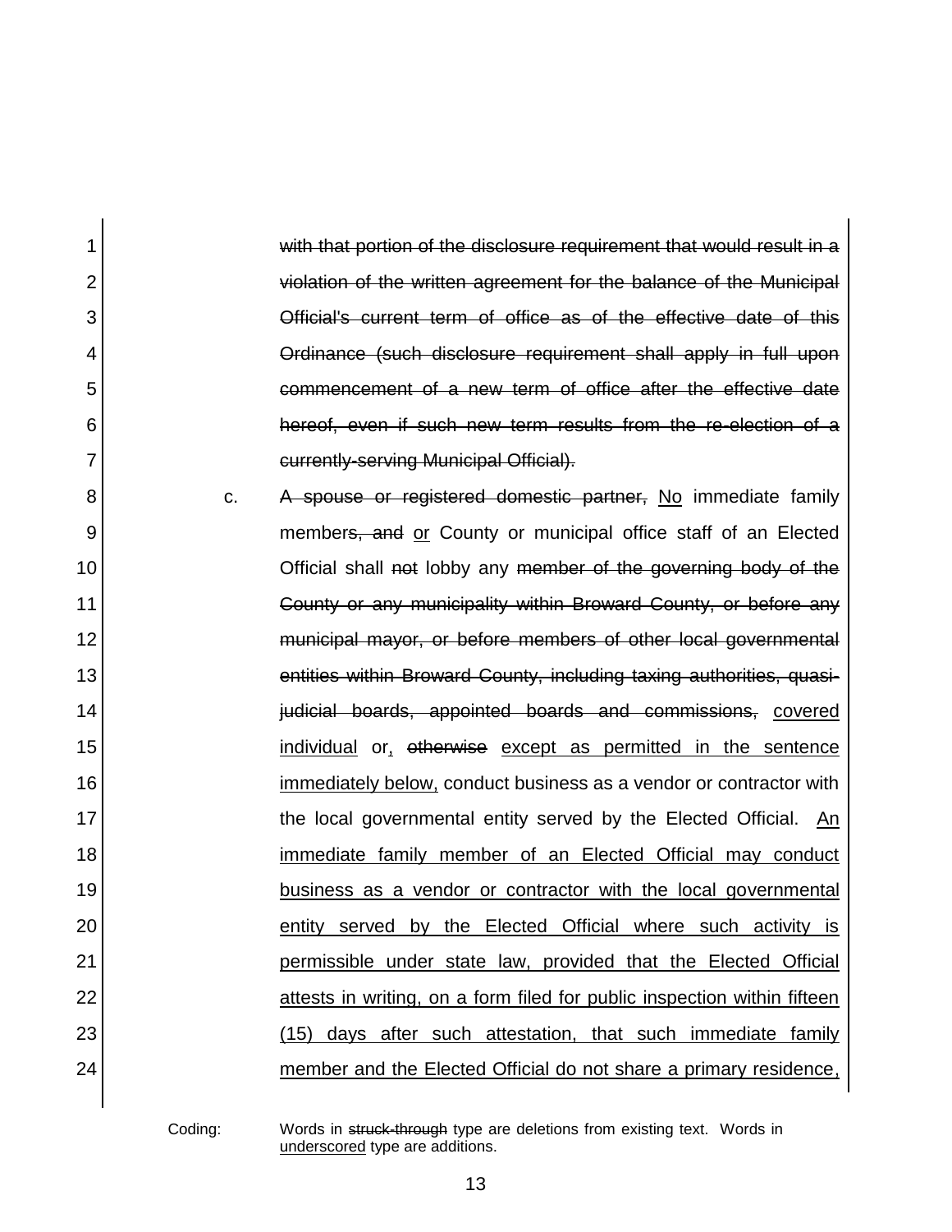~~with that portion of the disclosure requirement that would result in a violation of the written agreement for the balance of the Municipal Official's current term of office as of the effective date of this Ordinance (such disclosure requirement shall apply in full upon commencement of a new term of office after the effective date hereof, even if such new term results from the re-election of a currently-serving Municipal Official).~~

c. ~~A spouse or registered domestic partner,~~ <u>No</u> immediate family member~~s, and~~ <u>or</u> County or municipal office staff of an Elected Official shall ~~not~~ lobby any ~~member of the governing body of the County or any municipality within Broward County, or before any municipal mayor, or before members of other local governmental entities within Broward County, including taxing authorities, quasi-judicial boards, appointed boards and commissions,~~ <u>covered individual</u> or<u>,</u> ~~otherwise~~ <u>except as permitted in the sentence immediately below,</u> conduct business as a vendor or contractor with the local governmental entity served by the Elected Official. <u>An immediate family member of an Elected Official may conduct business as a vendor or contractor with the local governmental entity served by the Elected Official where such activity is permissible under state law, provided that the Elected Official attests in writing, on a form filed for public inspection within fifteen (15) days after such attestation, that such immediate family member and the Elected Official do not share a primary residence,</u>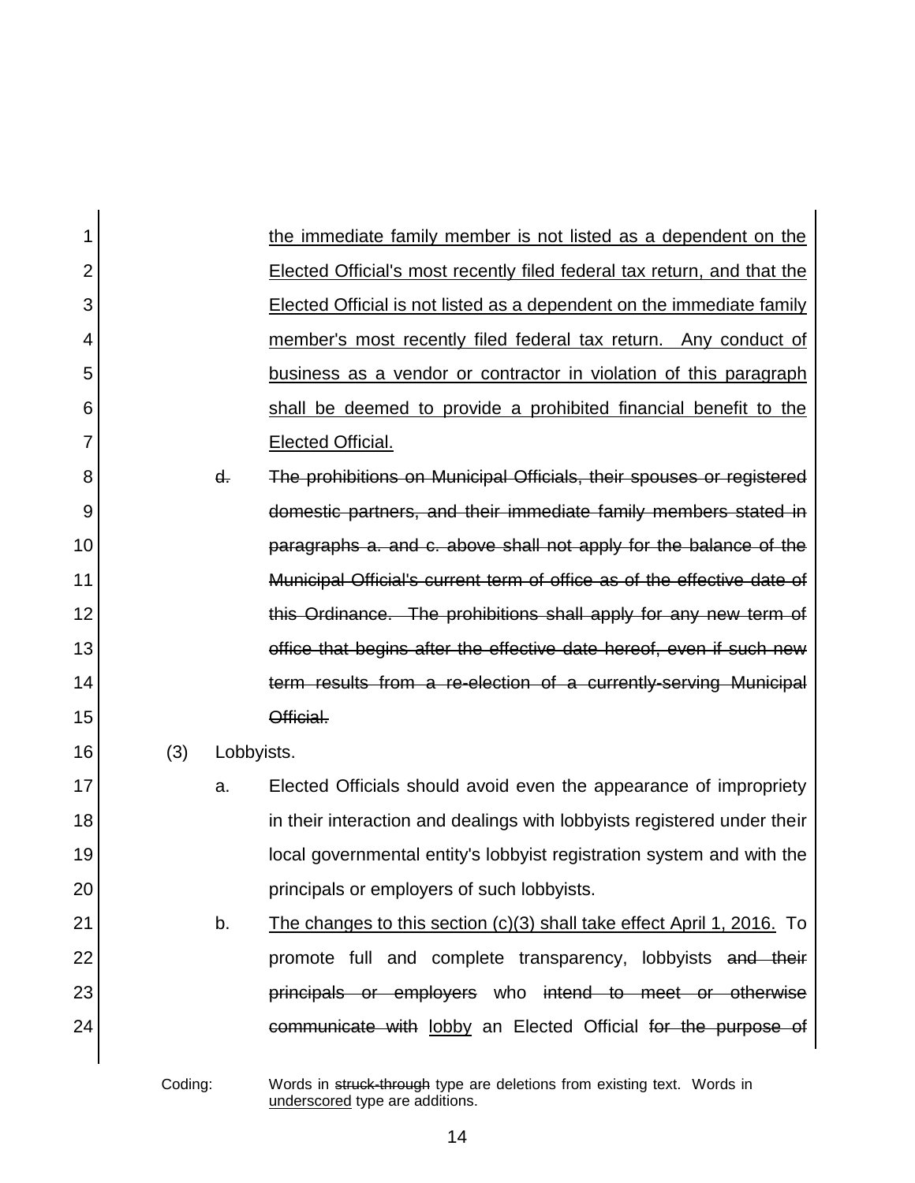the immediate family member is not listed as a dependent on the Elected Official's most recently filed federal tax return, and that the Elected Official is not listed as a dependent on the immediate family member's most recently filed federal tax return. Any conduct of business as a vendor or contractor in violation of this paragraph shall be deemed to provide a prohibited financial benefit to the Elected Official.

~~d. The prohibitions on Municipal Officials, their spouses or registered domestic partners, and their immediate family members stated in paragraphs a. and c. above shall not apply for the balance of the Municipal Official's current term of office as of the effective date of this Ordinance. The prohibitions shall apply for any new term of office that begins after the effective date hereof, even if such new term results from a re-election of a currently-serving Municipal Official.~~

(3) Lobbyists.

a. Elected Officials should avoid even the appearance of impropriety in their interaction and dealings with lobbyists registered under their local governmental entity's lobbyist registration system and with the principals or employers of such lobbyists.

b. The changes to this section (c)(3) shall take effect April 1, 2016. To promote full and complete transparency, lobbyists ~~and their principals or employers~~ who ~~intend to meet or otherwise communicate with~~ lobby an Elected Official ~~for the purpose of~~

Coding: Words in ~~struck-through~~ type are deletions from existing text. Words in underscored type are additions.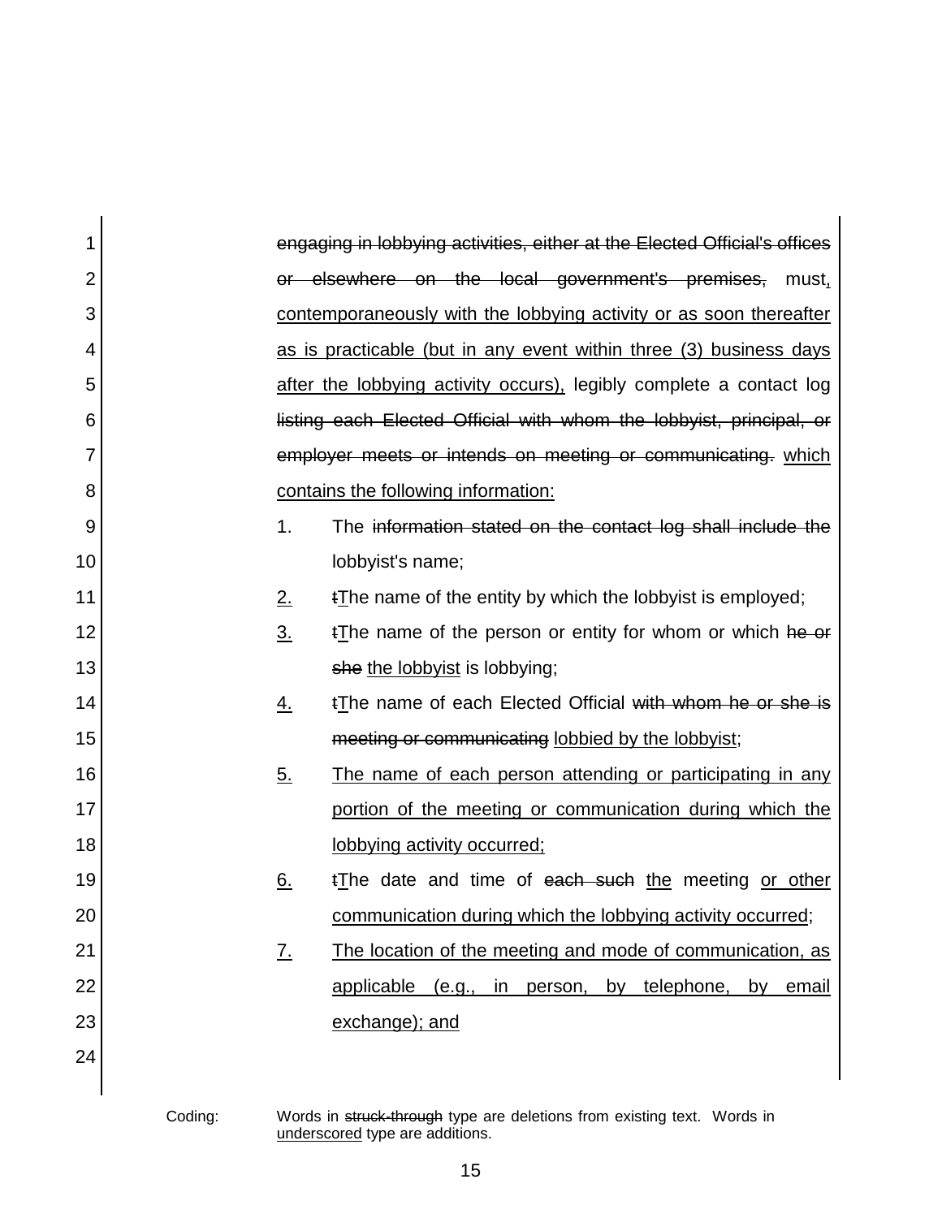~~engaging in lobbying activities, either at the Elected Official's offices or elsewhere on the local government's premises,~~ must<u>,</u> <u>contemporaneously with the lobbying activity or as soon thereafter as is practicable (but in any event within three (3) business days after the lobbying activity occurs),</u> legibly complete a contact log ~~listing each Elected Official with whom the lobbyist, principal, or employer meets or intends on meeting or communicating.~~ <u>which contains the following information:</u>

1. The ~~information stated on the contact log shall include the~~ lobbyist's name;

<u>2.</u> ~~t~~<u>T</u>he name of the entity by which the lobbyist is employed;

<u>3.</u> ~~t~~<u>T</u>he name of the person or entity for whom or which ~~he or she~~ <u>the lobbyist</u> is lobbying;

<u>4.</u> ~~t~~<u>T</u>he name of each Elected Official ~~with whom he or she is meeting or communicating~~ <u>lobbied by the lobbyist</u>;

<u>5.</u> <u>The name of each person attending or participating in any portion of the meeting or communication during which the lobbying activity occurred;</u>

<u>6.</u> ~~t~~<u>T</u>he date and time of ~~each such~~ <u>the</u> meeting <u>or other communication during which the lobbying activity occurred</u>;

<u>7.</u> <u>The location of the meeting and mode of communication, as applicable (e.g., in person, by telephone, by email exchange); and</u>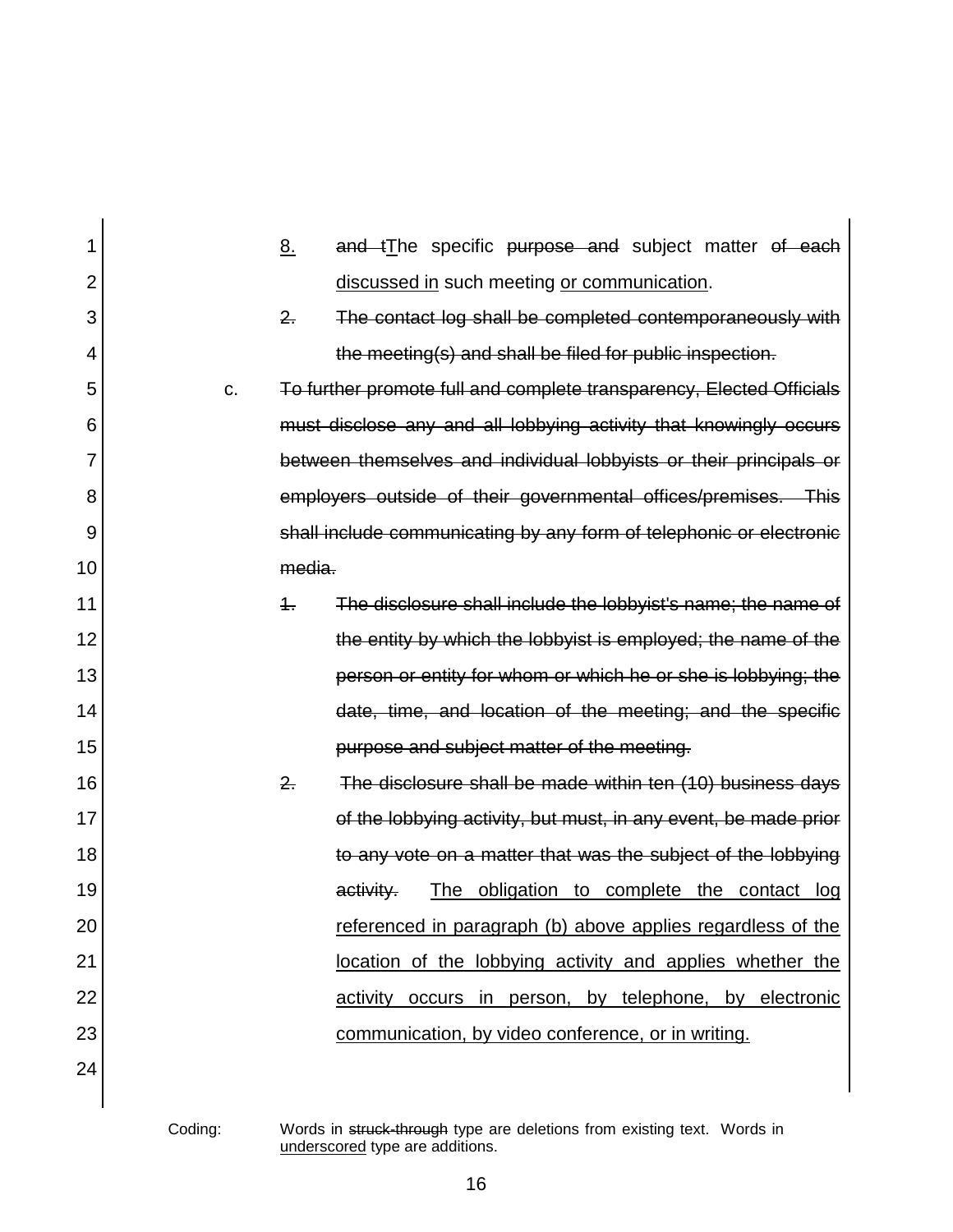8. ~~and t~~<u>T</u>he specific ~~purpose and~~ subject matter ~~of each~~ <u>discussed in</u> such meeting <u>or communication</u>.

~~2. The contact log shall be completed contemporaneously with the meeting(s) and shall be filed for public inspection.~~

c. ~~To further promote full and complete transparency, Elected Officials must disclose any and all lobbying activity that knowingly occurs between themselves and individual lobbyists or their principals or employers outside of their governmental offices/premises. This shall include communicating by any form of telephonic or electronic media.~~

~~1. The disclosure shall include the lobbyist's name; the name of the entity by which the lobbyist is employed; the name of the person or entity for whom or which he or she is lobbying; the date, time, and location of the meeting; and the specific purpose and subject matter of the meeting.~~

~~2. The disclosure shall be made within ten (10) business days of the lobbying activity, but must, in any event, be made prior to any vote on a matter that was the subject of the lobbying activity.~~ <u>The obligation to complete the contact log referenced in paragraph (b) above applies regardless of the location of the lobbying activity and applies whether the activity occurs in person, by telephone, by electronic communication, by video conference, or in writing.</u>

Coding: Words in ~~struck-through~~ type are deletions from existing text. Words in <u>underscored</u> type are additions.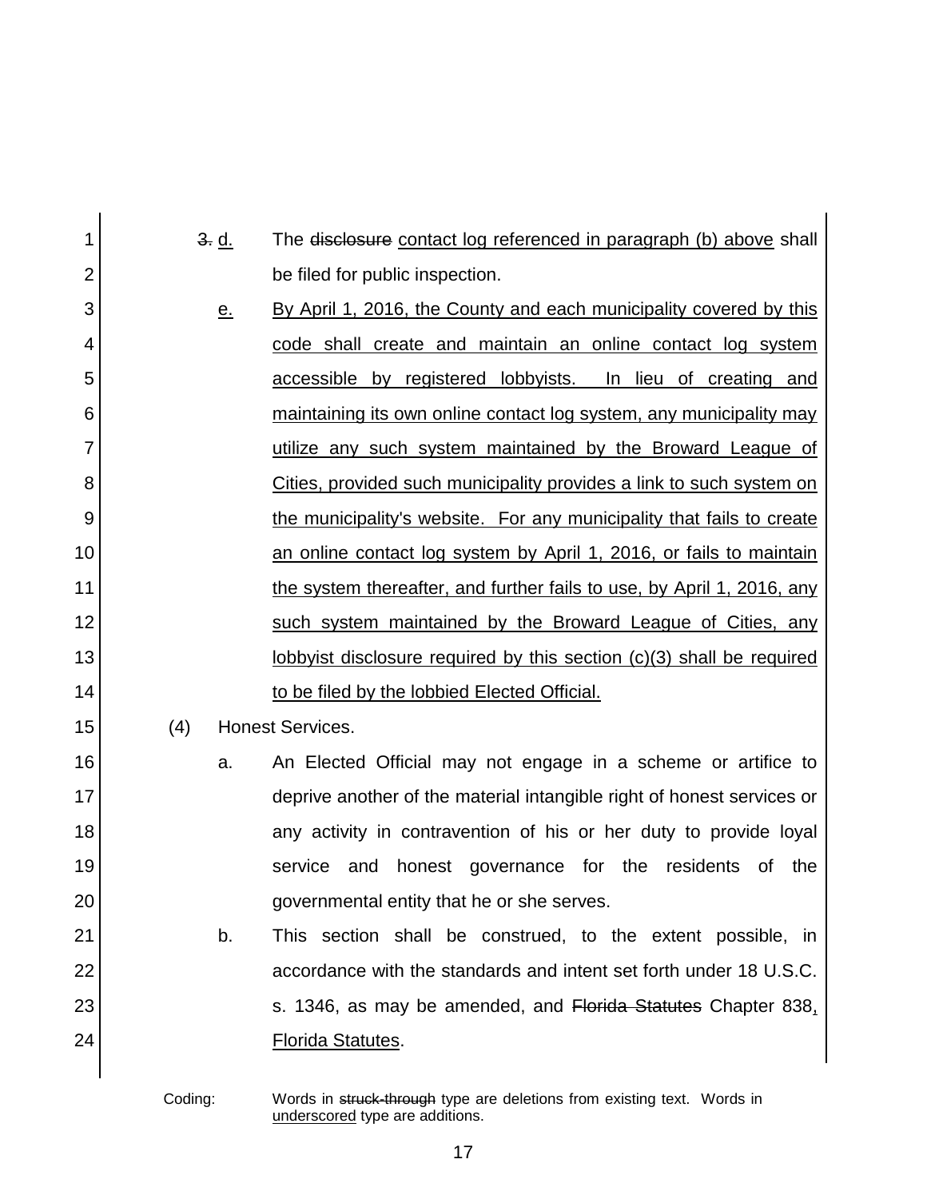~~3.~~ <u>d.</u> The ~~disclosure~~ <u>contact log referenced in paragraph (b) above</u> shall be filed for public inspection.

<u>e.</u> <u>By April 1, 2016, the County and each municipality covered by this code shall create and maintain an online contact log system accessible by registered lobbyists. In lieu of creating and maintaining its own online contact log system, any municipality may utilize any such system maintained by the Broward League of Cities, provided such municipality provides a link to such system on the municipality's website. For any municipality that fails to create an online contact log system by April 1, 2016, or fails to maintain the system thereafter, and further fails to use, by April 1, 2016, any such system maintained by the Broward League of Cities, any lobbyist disclosure required by this section (c)(3) shall be required to be filed by the lobbied Elected Official.</u>

(4) Honest Services.

a. An Elected Official may not engage in a scheme or artifice to deprive another of the material intangible right of honest services or any activity in contravention of his or her duty to provide loyal service and honest governance for the residents of the governmental entity that he or she serves.

b. This section shall be construed, to the extent possible, in accordance with the standards and intent set forth under 18 U.S.C. s. 1346, as may be amended, and ~~Florida Statutes~~ Chapter 838<u>, Florida Statutes</u>.

Coding: Words in ~~struck-through~~ type are deletions from existing text. Words in <u>underscored</u> type are additions.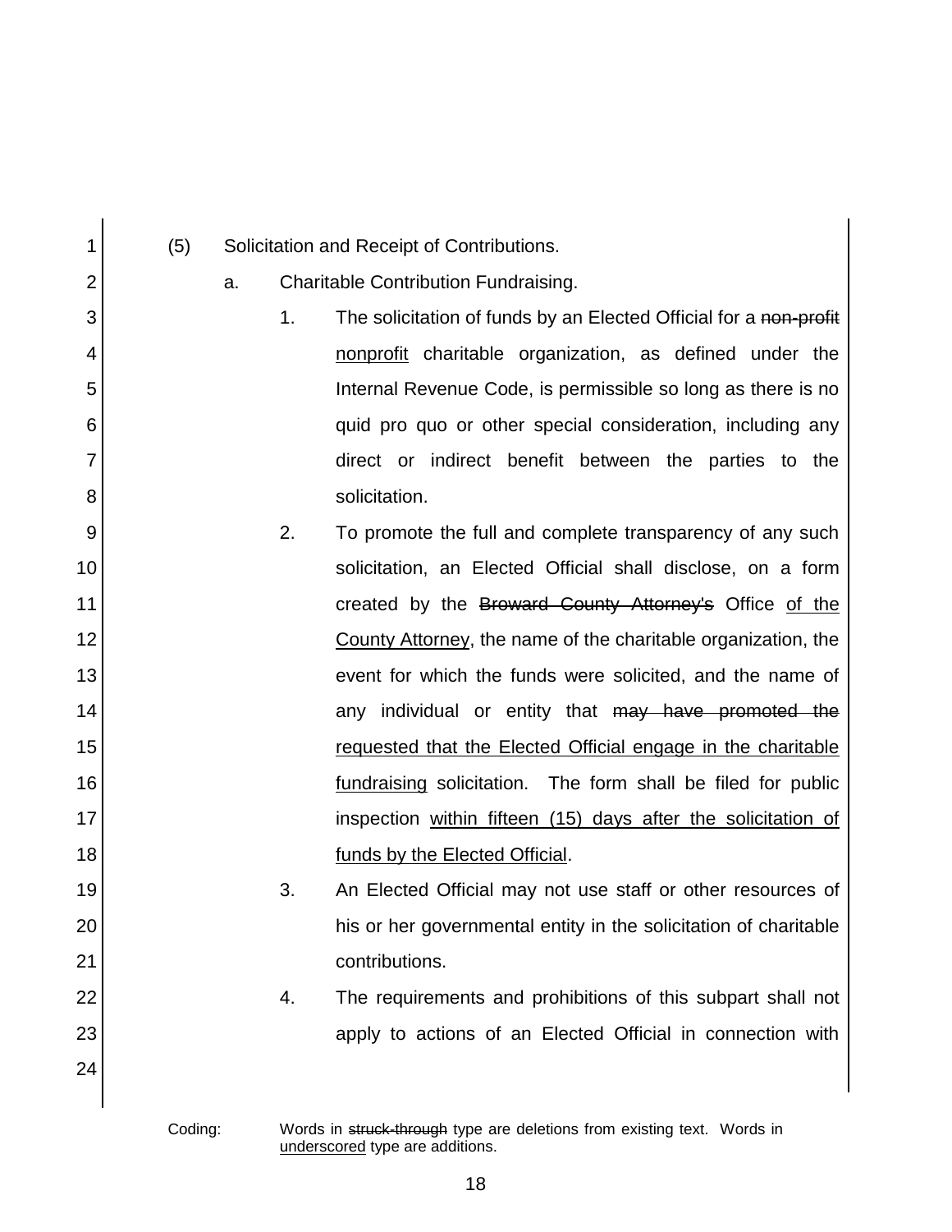(5) Solicitation and Receipt of Contributions.

a. Charitable Contribution Fundraising.

1. The solicitation of funds by an Elected Official for a ~~non-profit~~ <u>nonprofit</u> charitable organization, as defined under the Internal Revenue Code, is permissible so long as there is no quid pro quo or other special consideration, including any direct or indirect benefit between the parties to the solicitation.

2. To promote the full and complete transparency of any such solicitation, an Elected Official shall disclose, on a form created by the ~~Broward County Attorney's~~ Office <u>of the County Attorney</u>, the name of the charitable organization, the event for which the funds were solicited, and the name of any individual or entity that ~~may have promoted the~~ <u>requested that the Elected Official engage in the charitable fundraising</u> solicitation. The form shall be filed for public inspection <u>within fifteen (15) days after the solicitation of funds by the Elected Official</u>.

3. An Elected Official may not use staff or other resources of his or her governmental entity in the solicitation of charitable contributions.

4. The requirements and prohibitions of this subpart shall not apply to actions of an Elected Official in connection with

Coding: Words in ~~struck-through~~ type are deletions from existing text. Words in <u>underscored</u> type are additions.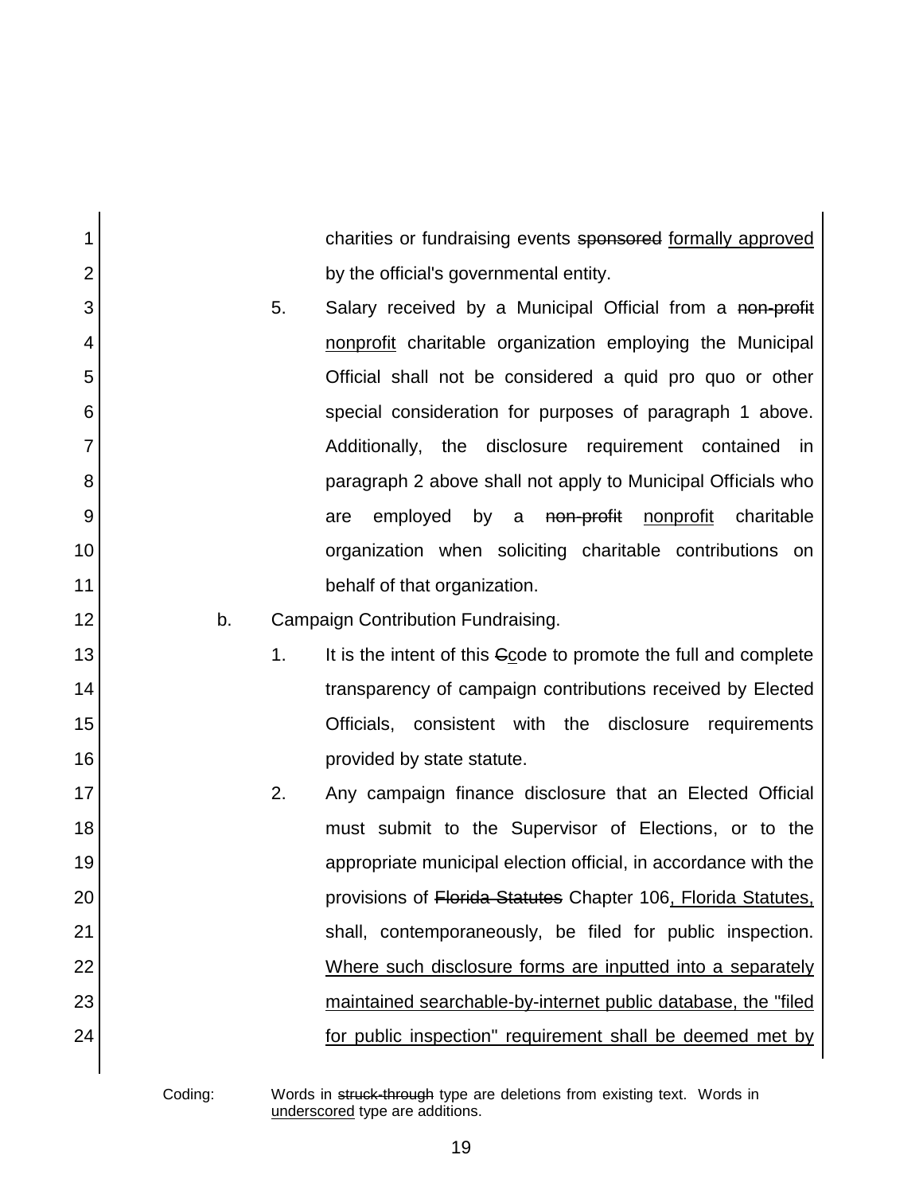charities or fundraising events ~~sponsored~~ <u>formally approved</u> by the official's governmental entity.

5. Salary received by a Municipal Official from a ~~non-profit~~ <u>nonprofit</u> charitable organization employing the Municipal Official shall not be considered a quid pro quo or other special consideration for purposes of paragraph 1 above. Additionally, the disclosure requirement contained in paragraph 2 above shall not apply to Municipal Officials who are employed by a ~~non-profit~~ <u>nonprofit</u> charitable organization when soliciting charitable contributions on behalf of that organization.

b. Campaign Contribution Fundraising.

1. It is the intent of this ~~C~~<u>c</u>ode to promote the full and complete transparency of campaign contributions received by Elected Officials, consistent with the disclosure requirements provided by state statute.

2. Any campaign finance disclosure that an Elected Official must submit to the Supervisor of Elections, or to the appropriate municipal election official, in accordance with the provisions of ~~Florida Statutes~~ Chapter 106<u>, Florida Statutes,</u> shall, contemporaneously, be filed for public inspection. <u>Where such disclosure forms are inputted into a separately maintained searchable-by-internet public database, the "filed for public inspection" requirement shall be deemed met by</u>

Coding: Words in ~~struck-through~~ type are deletions from existing text. Words in <u>underscored</u> type are additions.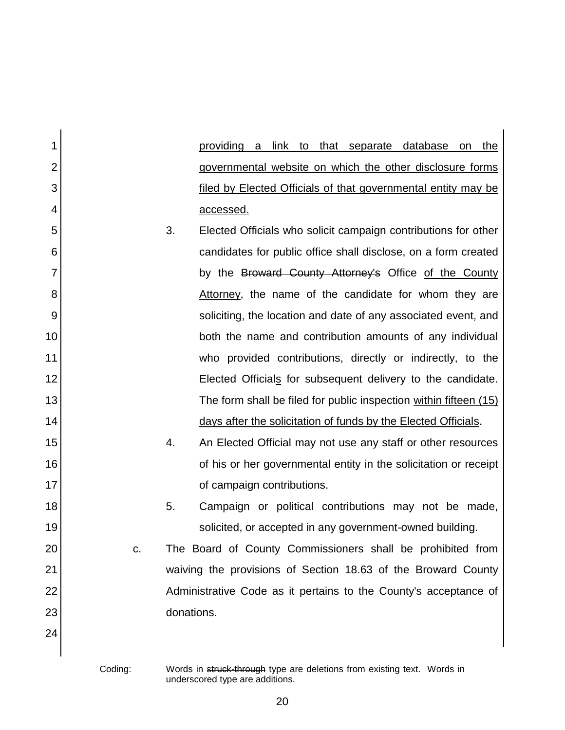providing a link to that separate database on the governmental website on which the other disclosure forms filed by Elected Officials of that governmental entity may be accessed.

3. Elected Officials who solicit campaign contributions for other candidates for public office shall disclose, on a form created by the ~~Broward County Attorney's~~ Office of the County Attorney, the name of the candidate for whom they are soliciting, the location and date of any associated event, and both the name and contribution amounts of any individual who provided contributions, directly or indirectly, to the Elected Officials for subsequent delivery to the candidate. The form shall be filed for public inspection within fifteen (15) days after the solicitation of funds by the Elected Officials.

4. An Elected Official may not use any staff or other resources of his or her governmental entity in the solicitation or receipt of campaign contributions.

5. Campaign or political contributions may not be made, solicited, or accepted in any government-owned building.

c. The Board of County Commissioners shall be prohibited from waiving the provisions of Section 18.63 of the Broward County Administrative Code as it pertains to the County's acceptance of donations.

Coding: Words in ~~struck-through~~ type are deletions from existing text. Words in underscored type are additions.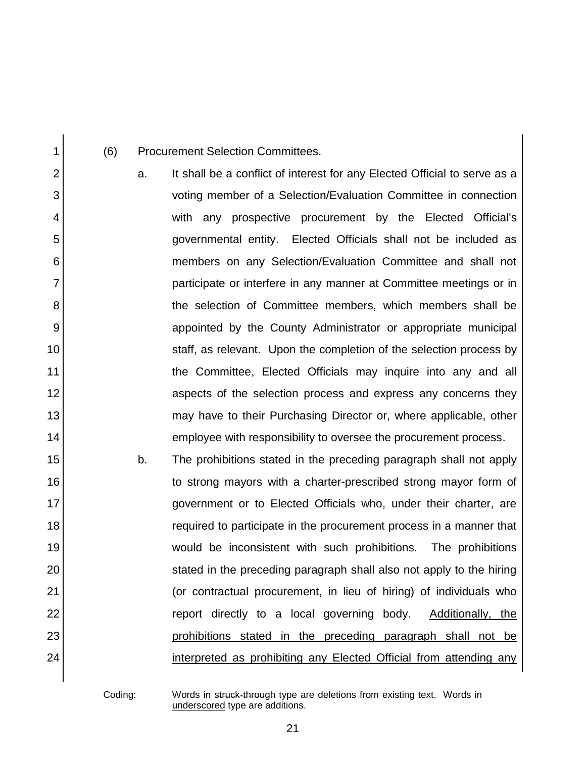(6) Procurement Selection Committees.

a. It shall be a conflict of interest for any Elected Official to serve as a voting member of a Selection/Evaluation Committee in connection with any prospective procurement by the Elected Official's governmental entity. Elected Officials shall not be included as members on any Selection/Evaluation Committee and shall not participate or interfere in any manner at Committee meetings or in the selection of Committee members, which members shall be appointed by the County Administrator or appropriate municipal staff, as relevant. Upon the completion of the selection process by the Committee, Elected Officials may inquire into any and all aspects of the selection process and express any concerns they may have to their Purchasing Director or, where applicable, other employee with responsibility to oversee the procurement process.

b. The prohibitions stated in the preceding paragraph shall not apply to strong mayors with a charter-prescribed strong mayor form of government or to Elected Officials who, under their charter, are required to participate in the procurement process in a manner that would be inconsistent with such prohibitions. The prohibitions stated in the preceding paragraph shall also not apply to the hiring (or contractual procurement, in lieu of hiring) of individuals who report directly to a local governing body. <u>Additionally, the prohibitions stated in the preceding paragraph shall not be interpreted as prohibiting any Elected Official from attending any</u>

Coding: Words in ~~struck-through~~ type are deletions from existing text. Words in <u>underscored</u> type are additions.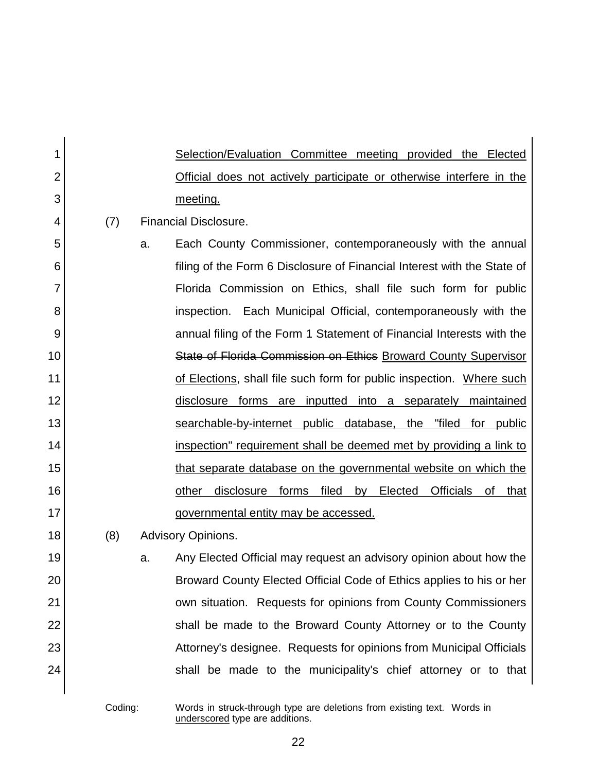Selection/Evaluation Committee meeting provided the Elected Official does not actively participate or otherwise interfere in the meeting.

(7) Financial Disclosure.

a. Each County Commissioner, contemporaneously with the annual filing of the Form 6 Disclosure of Financial Interest with the State of Florida Commission on Ethics, shall file such form for public inspection. Each Municipal Official, contemporaneously with the annual filing of the Form 1 Statement of Financial Interests with the ~~State of Florida Commission on Ethics~~ Broward County Supervisor of Elections, shall file such form for public inspection. Where such disclosure forms are inputted into a separately maintained searchable-by-internet public database, the "filed for public inspection" requirement shall be deemed met by providing a link to that separate database on the governmental website on which the other disclosure forms filed by Elected Officials of that governmental entity may be accessed.

(8) Advisory Opinions.

a. Any Elected Official may request an advisory opinion about how the Broward County Elected Official Code of Ethics applies to his or her own situation. Requests for opinions from County Commissioners shall be made to the Broward County Attorney or to the County Attorney's designee. Requests for opinions from Municipal Officials shall be made to the municipality's chief attorney or to that

Coding: Words in ~~struck-through~~ type are deletions from existing text. Words in underscored type are additions.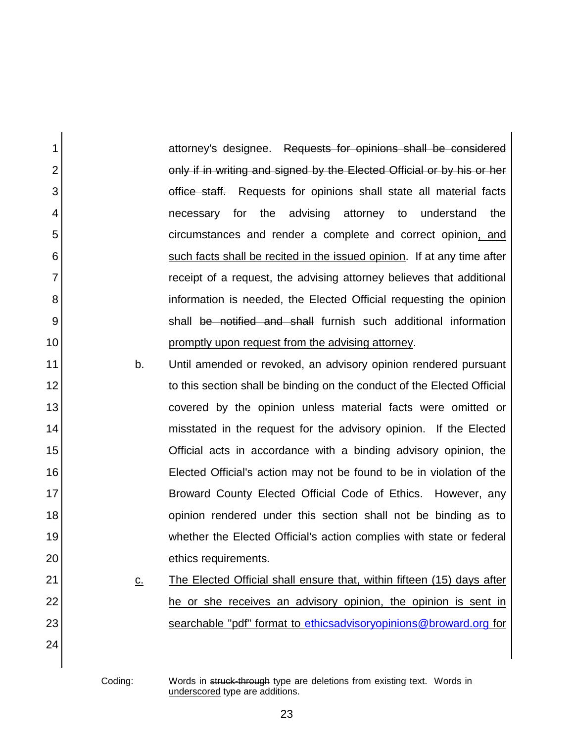attorney's designee. ~~Requests for opinions shall be considered only if in writing and signed by the Elected Official or by his or her office staff.~~ Requests for opinions shall state all material facts necessary for the advising attorney to understand the circumstances and render a complete and correct opinion<u>, and such facts shall be recited in the issued opinion</u>. If at any time after receipt of a request, the advising attorney believes that additional information is needed, the Elected Official requesting the opinion shall ~~be notified and shall~~ furnish such additional information <u>promptly upon request from the advising attorney</u>.

b. Until amended or revoked, an advisory opinion rendered pursuant to this section shall be binding on the conduct of the Elected Official covered by the opinion unless material facts were omitted or misstated in the request for the advisory opinion. If the Elected Official acts in accordance with a binding advisory opinion, the Elected Official's action may not be found to be in violation of the Broward County Elected Official Code of Ethics. However, any opinion rendered under this section shall not be binding as to whether the Elected Official's action complies with state or federal ethics requirements.

<u>c.</u> <u>The Elected Official shall ensure that, within fifteen (15) days after he or she receives an advisory opinion, the opinion is sent in searchable "pdf" format to ethicsadvisoryopinions@broward.org for</u>

Coding: Words in ~~struck-through~~ type are deletions from existing text. Words in <u>underscored</u> type are additions.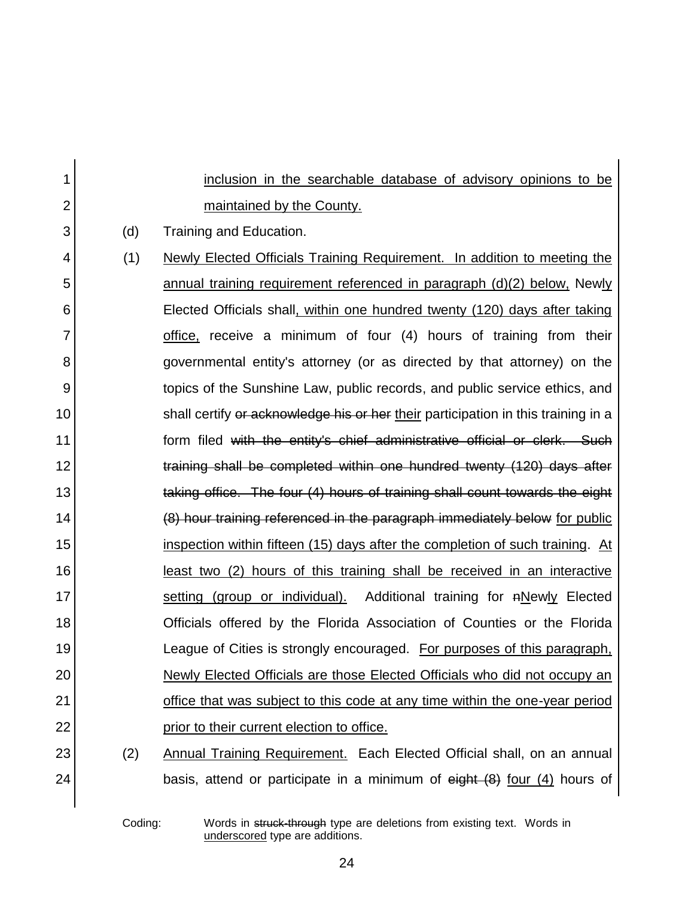<u>inclusion in the searchable database of advisory opinions to be maintained by the County.</u>

(d) Training and Education.

(1) <u>Newly Elected Officials Training Requirement. In addition to meeting the annual training requirement referenced in paragraph (d)(2) below,</u> New<u>ly</u> Elected Officials shall<u>, within one hundred twenty (120) days after taking office,</u> receive a minimum of four (4) hours of training from their governmental entity's attorney (or as directed by that attorney) on the topics of the Sunshine Law, public records, and public service ethics, and shall certify ~~or acknowledge his or her~~ <u>their</u> participation in this training in a form filed ~~with the entity's chief administrative official or clerk. Such training shall be completed within one hundred twenty (120) days after taking office. The four (4) hours of training shall count towards the eight (8) hour training referenced in the paragraph immediately below~~ <u>for public inspection within fifteen (15) days after the completion of such training</u>. <u>At least two (2) hours of this training shall be received in an interactive setting (group or individual).</u> Additional training for ~~n~~<u>N</u>ew<u>ly</u> Elected Officials offered by the Florida Association of Counties or the Florida League of Cities is strongly encouraged. <u>For purposes of this paragraph, Newly Elected Officials are those Elected Officials who did not occupy an office that was subject to this code at any time within the one-year period prior to their current election to office.</u>

(2) <u>Annual Training Requirement.</u> Each Elected Official shall, on an annual basis, attend or participate in a minimum of ~~eight (8)~~ <u>four (4)</u> hours of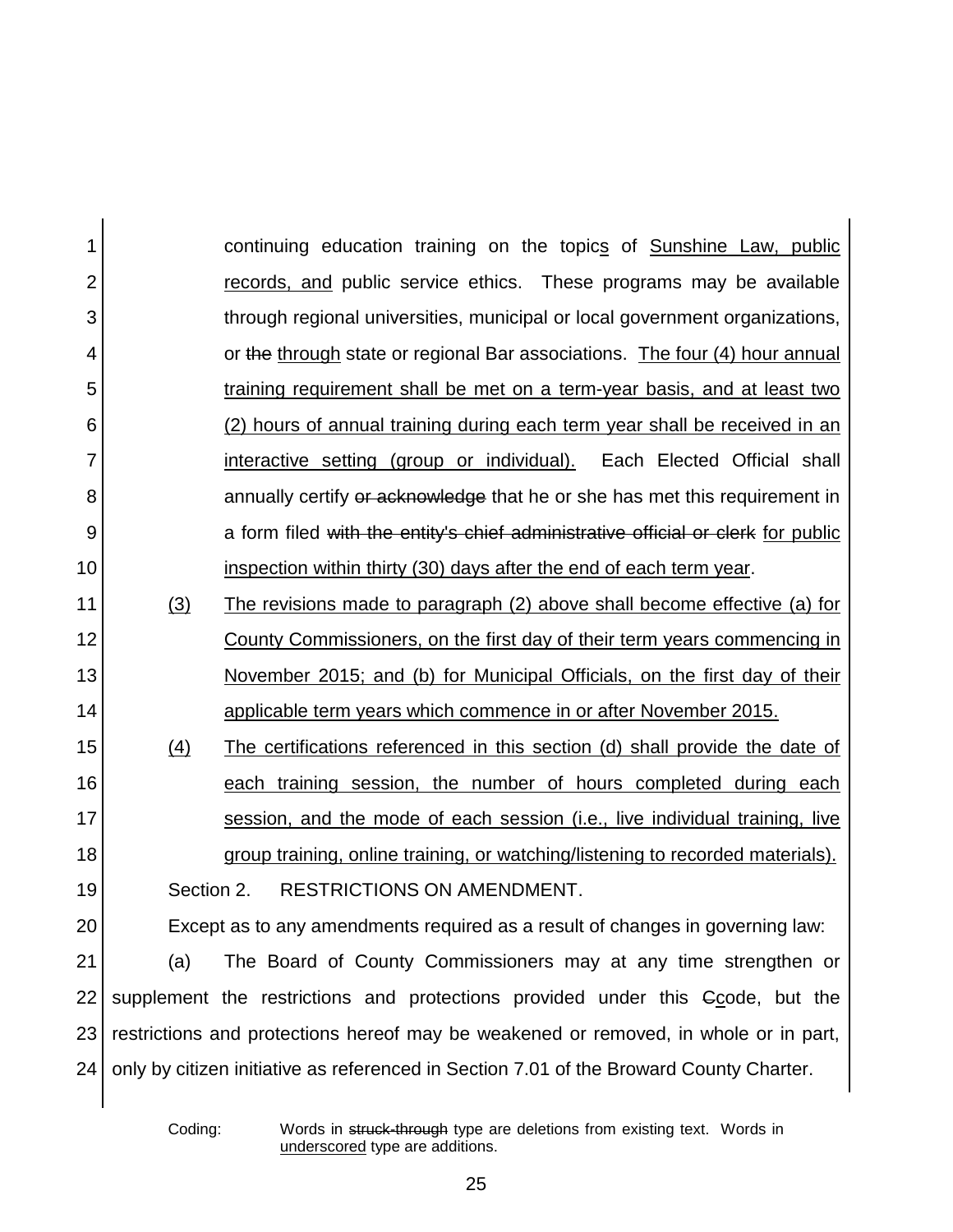continuing education training on the topics of Sunshine Law, public records, and public service ethics. These programs may be available through regional universities, municipal or local government organizations, or ~~the~~ through state or regional Bar associations. The four (4) hour annual training requirement shall be met on a term-year basis, and at least two (2) hours of annual training during each term year shall be received in an interactive setting (group or individual). Each Elected Official shall annually certify ~~or acknowledge~~ that he or she has met this requirement in a form filed ~~with the entity's chief administrative official or clerk~~ for public inspection within thirty (30) days after the end of each term year.

(3) The revisions made to paragraph (2) above shall become effective (a) for County Commissioners, on the first day of their term years commencing in November 2015; and (b) for Municipal Officials, on the first day of their applicable term years which commence in or after November 2015.

(4) The certifications referenced in this section (d) shall provide the date of each training session, the number of hours completed during each session, and the mode of each session (i.e., live individual training, live group training, online training, or watching/listening to recorded materials).

Section 2. RESTRICTIONS ON AMENDMENT.

Except as to any amendments required as a result of changes in governing law:

(a) The Board of County Commissioners may at any time strengthen or supplement the restrictions and protections provided under this ~~C~~code, but the restrictions and protections hereof may be weakened or removed, in whole or in part, only by citizen initiative as referenced in Section 7.01 of the Broward County Charter.

Coding: Words in ~~struck-through~~ type are deletions from existing text. Words in underscored type are additions.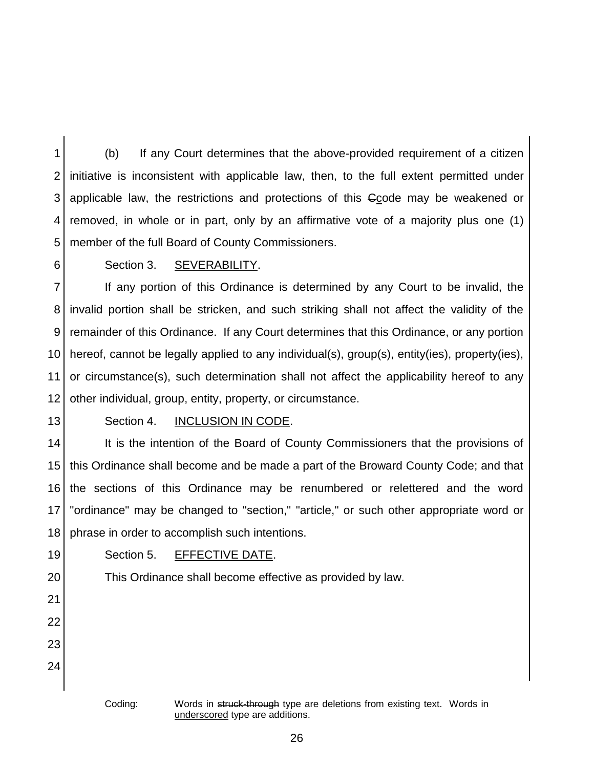(b) If any Court determines that the above-provided requirement of a citizen initiative is inconsistent with applicable law, then, to the full extent permitted under applicable law, the restrictions and protections of this ~~C~~<u>c</u>ode may be weakened or removed, in whole or in part, only by an affirmative vote of a majority plus one (1) member of the full Board of County Commissioners.

Section 3. <u>SEVERABILITY</u>.

If any portion of this Ordinance is determined by any Court to be invalid, the invalid portion shall be stricken, and such striking shall not affect the validity of the remainder of this Ordinance. If any Court determines that this Ordinance, or any portion hereof, cannot be legally applied to any individual(s), group(s), entity(ies), property(ies), or circumstance(s), such determination shall not affect the applicability hereof to any other individual, group, entity, property, or circumstance.

Section 4. <u>INCLUSION IN CODE</u>.

It is the intention of the Board of County Commissioners that the provisions of this Ordinance shall become and be made a part of the Broward County Code; and that the sections of this Ordinance may be renumbered or relettered and the word "ordinance" may be changed to "section," "article," or such other appropriate word or phrase in order to accomplish such intentions.

Section 5. <u>EFFECTIVE DATE</u>.

This Ordinance shall become effective as provided by law.

Coding: Words in ~~struck-through~~ type are deletions from existing text. Words in <u>underscored</u> type are additions.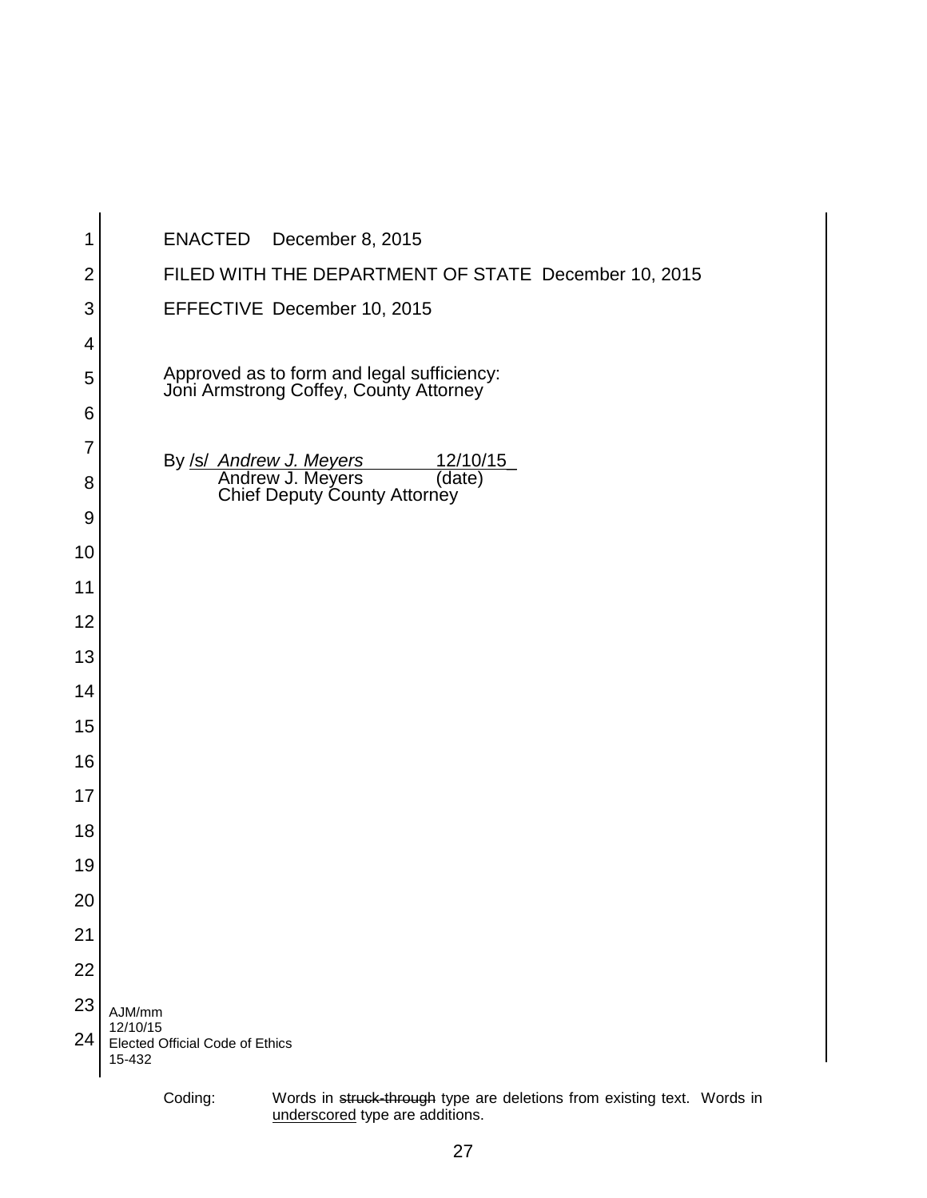ENACTED December 8, 2015

FILED WITH THE DEPARTMENT OF STATE December 10, 2015

EFFECTIVE December 10, 2015

Approved as to form and legal sufficiency:
Joni Armstrong Coffey, County Attorney

By /s/ *Andrew J. Meyers* 12/10/15
Andrew J. Meyers (date)
Chief Deputy County Attorney

AJM/mm
12/10/15
Elected Official Code of Ethics
15-432

Coding: Words in ~~struck-through~~ type are deletions from existing text. Words in underscored type are additions.